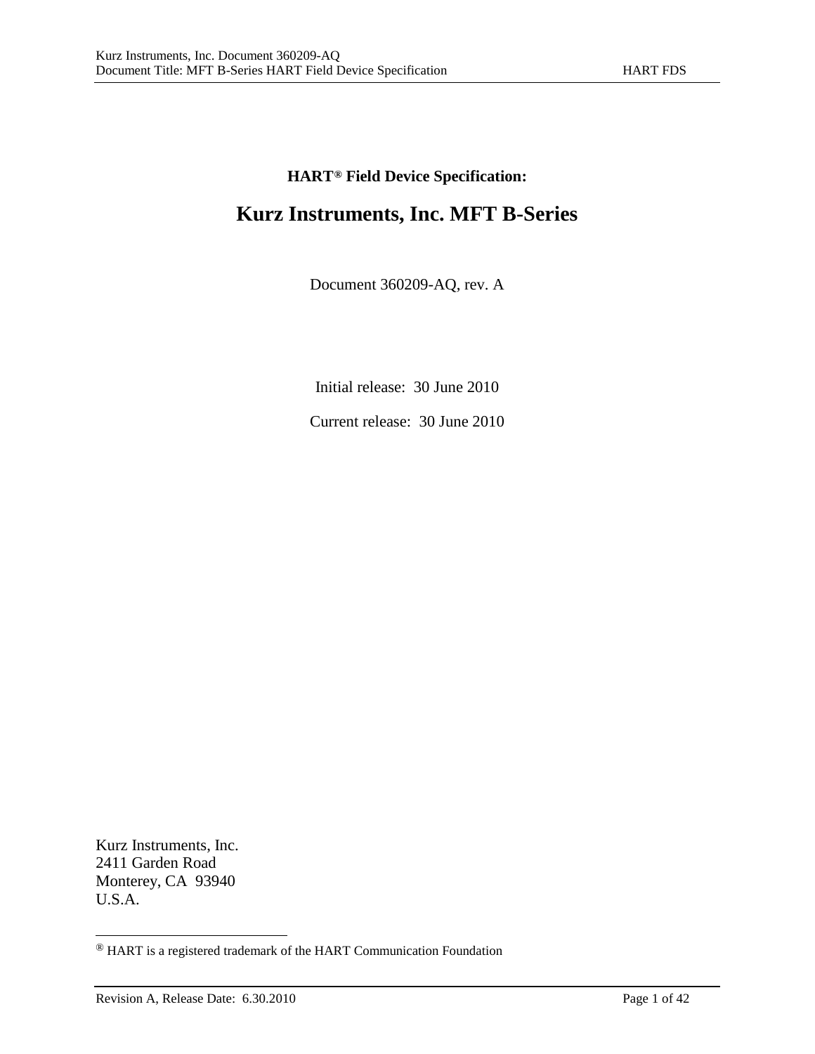**HART® Field Device Specification:**

# Kurz Instruments, Inc. MFT B-Series

Document 360209-AQ, rev. A

Initial release: 30 June 2010

Current release: 30 June 2010

Kurz Instruments, Inc.
2411 Garden Road
Monterey, CA 93940
U.S.A.

---

® HART is a registered trademark of the HART Communication Foundation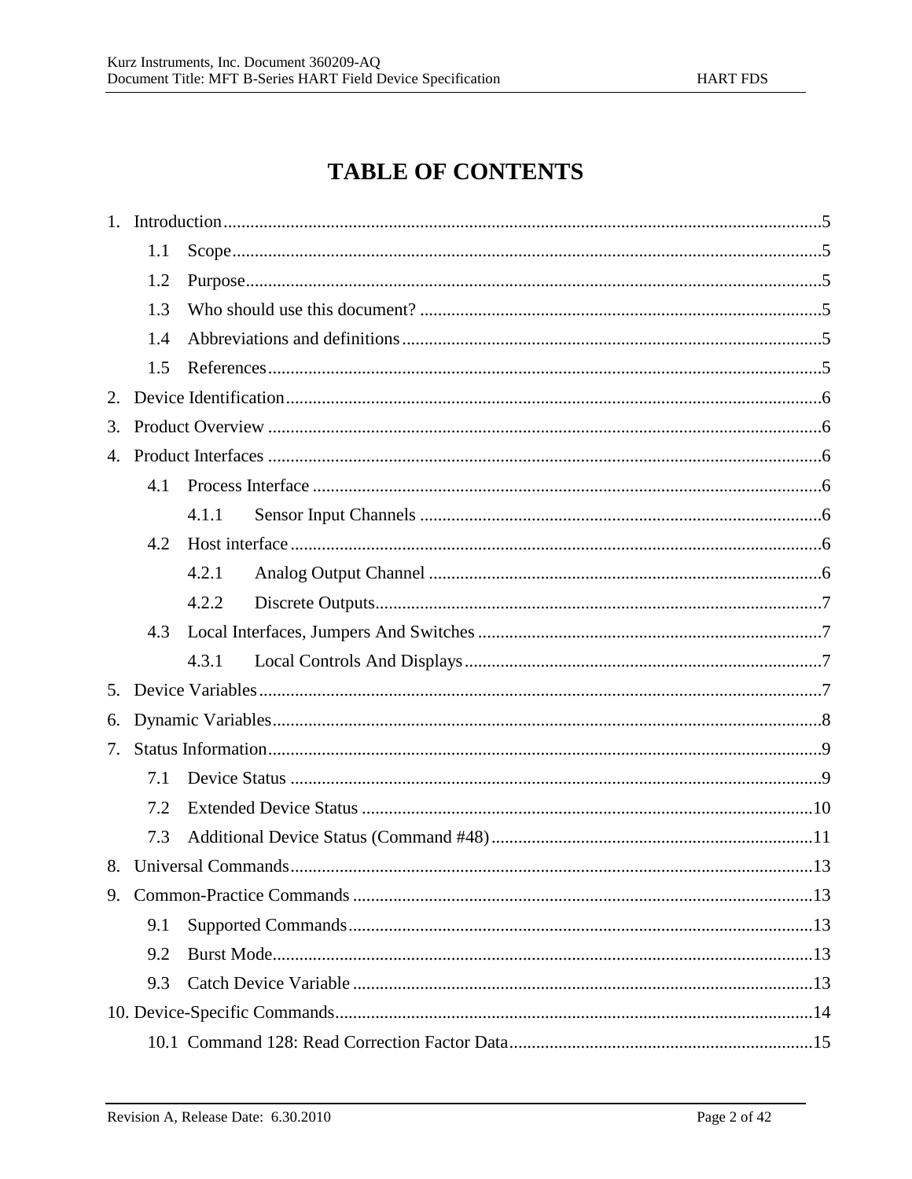# TABLE OF CONTENTS

1. Introduction .....5
   - 1.1 Scope .....5
   - 1.2 Purpose .....5
   - 1.3 Who should use this document? .....5
   - 1.4 Abbreviations and definitions .....5
   - 1.5 References .....5
2. Device Identification .....6
3. Product Overview .....6
4. Product Interfaces .....6
   - 4.1 Process Interface .....6
     - 4.1.1 Sensor Input Channels .....6
   - 4.2 Host interface .....6
     - 4.2.1 Analog Output Channel .....6
     - 4.2.2 Discrete Outputs .....7
   - 4.3 Local Interfaces, Jumpers And Switches .....7
     - 4.3.1 Local Controls And Displays .....7
5. Device Variables .....7
6. Dynamic Variables .....8
7. Status Information .....9
   - 7.1 Device Status .....9
   - 7.2 Extended Device Status .....10
   - 7.3 Additional Device Status (Command #48) .....11
8. Universal Commands .....13
9. Common-Practice Commands .....13
   - 9.1 Supported Commands .....13
   - 9.2 Burst Mode .....13
   - 9.3 Catch Device Variable .....13
10. Device-Specific Commands .....14
    - 10.1 Command 128: Read Correction Factor Data .....15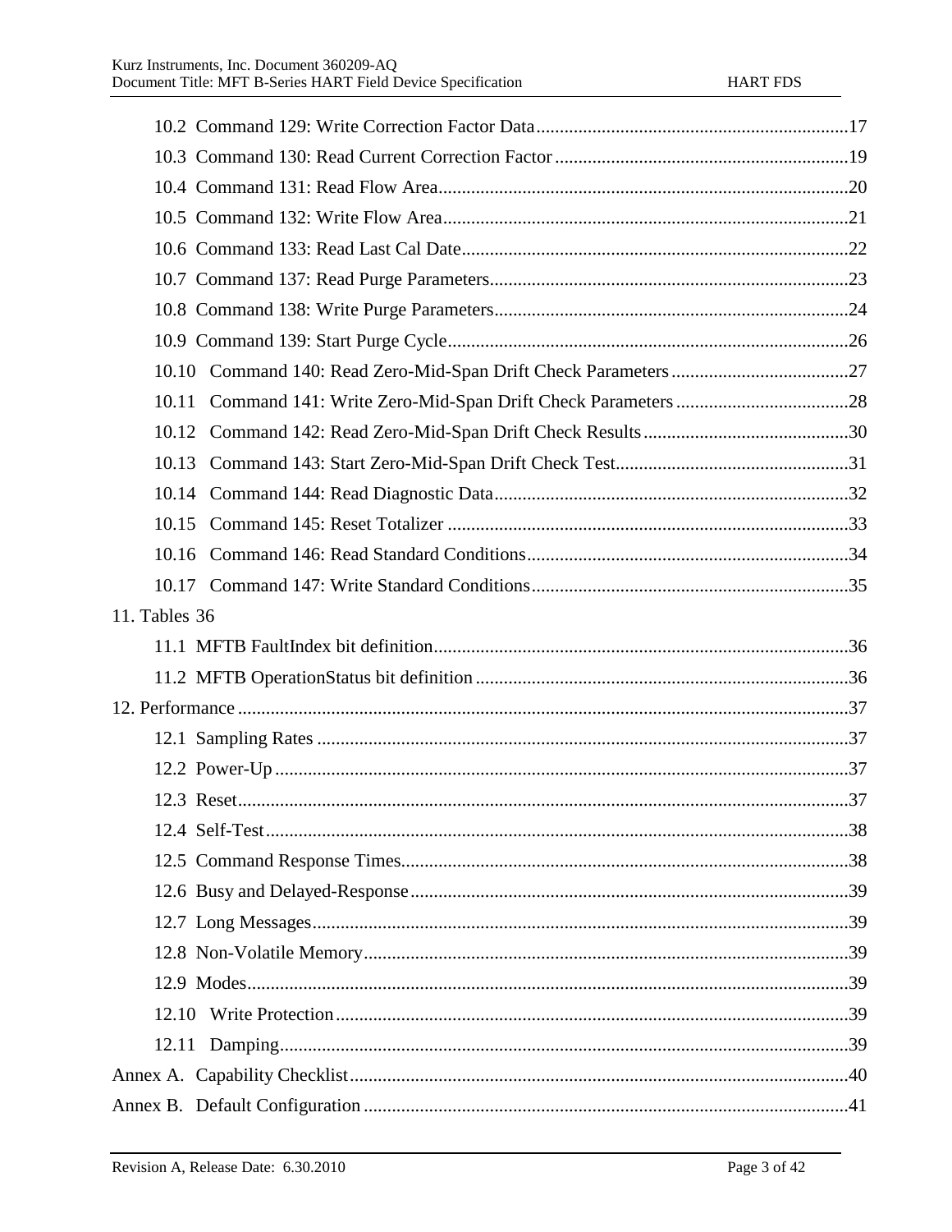10.2 Command 129: Write Correction Factor Data ........ 17
10.3 Command 130: Read Current Correction Factor ........ 19
10.4 Command 131: Read Flow Area ........ 20
10.5 Command 132: Write Flow Area ........ 21
10.6 Command 133: Read Last Cal Date ........ 22
10.7 Command 137: Read Purge Parameters ........ 23
10.8 Command 138: Write Purge Parameters ........ 24
10.9 Command 139: Start Purge Cycle ........ 26
10.10 Command 140: Read Zero-Mid-Span Drift Check Parameters ........ 27
10.11 Command 141: Write Zero-Mid-Span Drift Check Parameters ........ 28
10.12 Command 142: Read Zero-Mid-Span Drift Check Results ........ 30
10.13 Command 143: Start Zero-Mid-Span Drift Check Test ........ 31
10.14 Command 144: Read Diagnostic Data ........ 32
10.15 Command 145: Reset Totalizer ........ 33
10.16 Command 146: Read Standard Conditions ........ 34
10.17 Command 147: Write Standard Conditions ........ 35

11. Tables 36

11.1 MFTB FaultIndex bit definition ........ 36
11.2 MFTB OperationStatus bit definition ........ 36

12. Performance ........ 37

12.1 Sampling Rates ........ 37
12.2 Power-Up ........ 37
12.3 Reset ........ 37
12.4 Self-Test ........ 38
12.5 Command Response Times ........ 38
12.6 Busy and Delayed-Response ........ 39
12.7 Long Messages ........ 39
12.8 Non-Volatile Memory ........ 39
12.9 Modes ........ 39
12.10 Write Protection ........ 39
12.11 Damping ........ 39

Annex A. Capability Checklist ........ 40

Annex B. Default Configuration ........ 41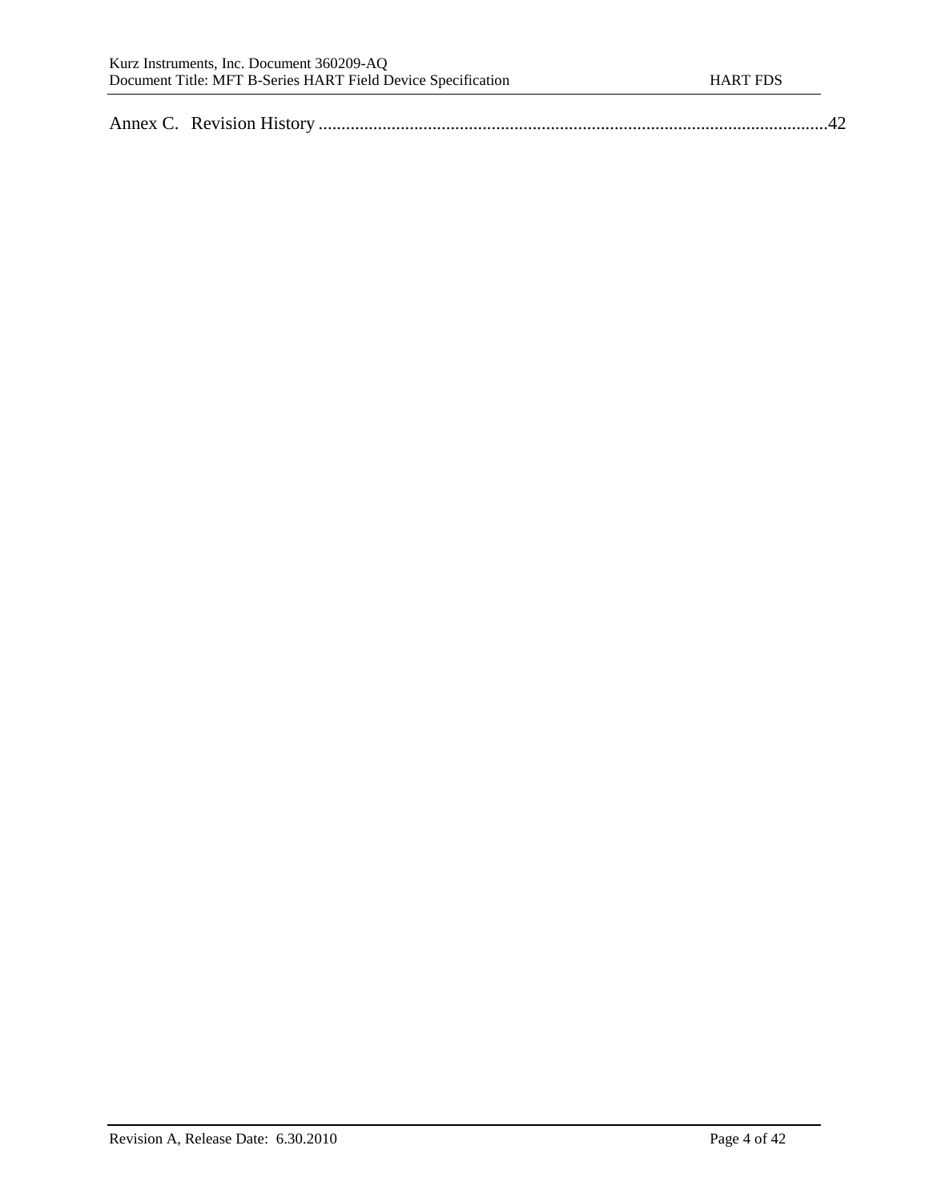Annex C. Revision History ..............................................................................................................42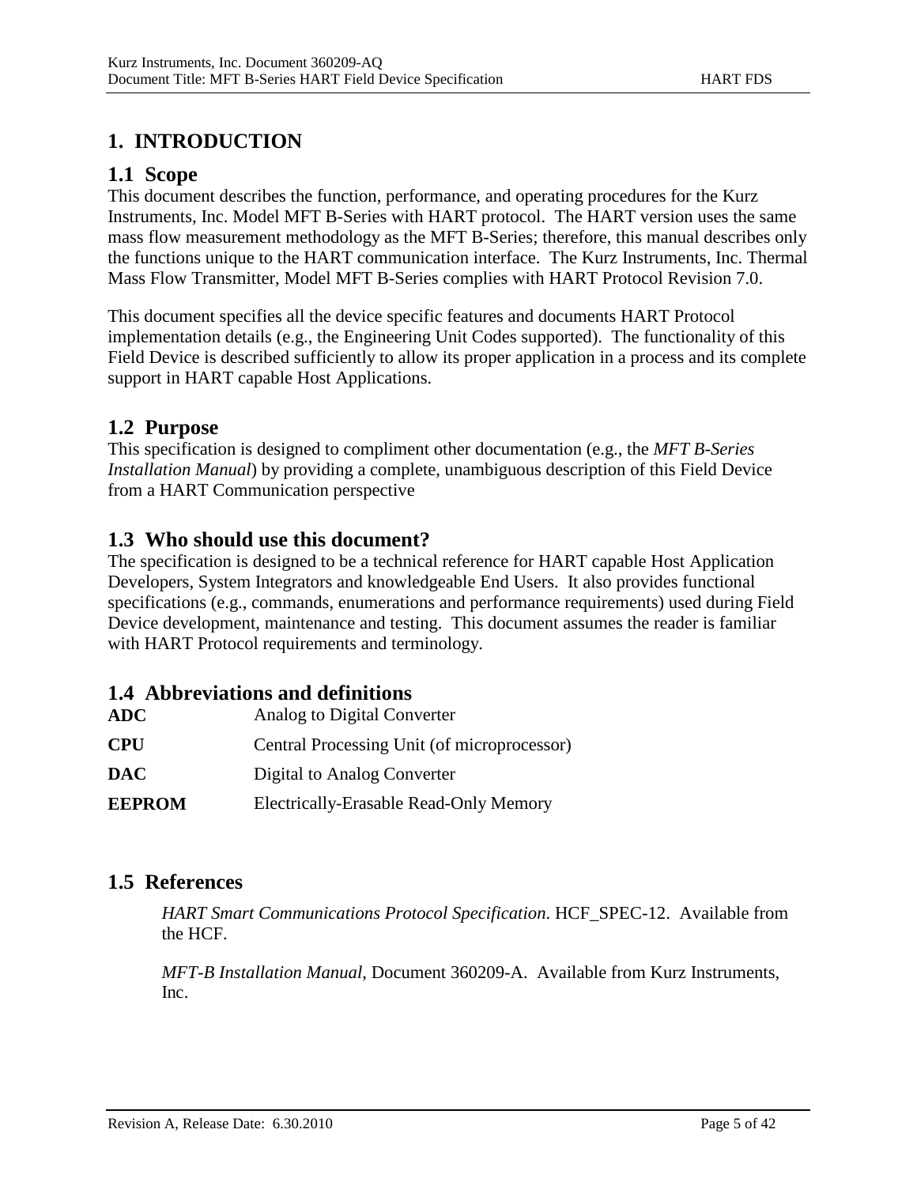# 1. INTRODUCTION

## 1.1 Scope

This document describes the function, performance, and operating procedures for the Kurz Instruments, Inc. Model MFT B-Series with HART protocol. The HART version uses the same mass flow measurement methodology as the MFT B-Series; therefore, this manual describes only the functions unique to the HART communication interface. The Kurz Instruments, Inc. Thermal Mass Flow Transmitter, Model MFT B-Series complies with HART Protocol Revision 7.0.

This document specifies all the device specific features and documents HART Protocol implementation details (e.g., the Engineering Unit Codes supported). The functionality of this Field Device is described sufficiently to allow its proper application in a process and its complete support in HART capable Host Applications.

## 1.2 Purpose

This specification is designed to compliment other documentation (e.g., the *MFT B-Series Installation Manual*) by providing a complete, unambiguous description of this Field Device from a HART Communication perspective

## 1.3 Who should use this document?

The specification is designed to be a technical reference for HART capable Host Application Developers, System Integrators and knowledgeable End Users. It also provides functional specifications (e.g., commands, enumerations and performance requirements) used during Field Device development, maintenance and testing. This document assumes the reader is familiar with HART Protocol requirements and terminology.

## 1.4 Abbreviations and definitions

| | |
|---|---|
| **ADC** | Analog to Digital Converter |
| **CPU** | Central Processing Unit (of microprocessor) |
| **DAC** | Digital to Analog Converter |
| **EEPROM** | Electrically-Erasable Read-Only Memory |

## 1.5 References

*HART Smart Communications Protocol Specification*. HCF_SPEC-12. Available from the HCF.

*MFT-B Installation Manual*, Document 360209-A. Available from Kurz Instruments, Inc.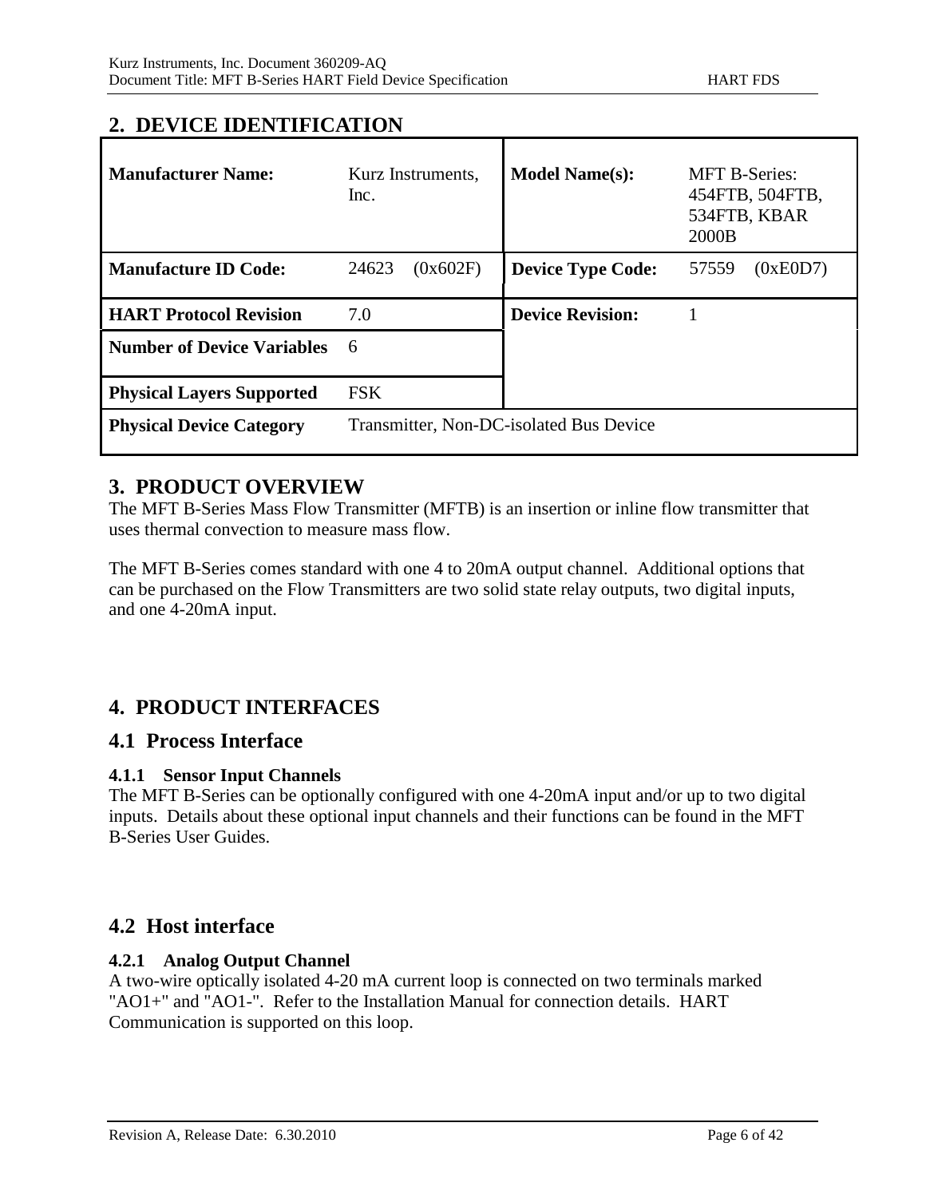## 2. DEVICE IDENTIFICATION

| | | | |
|---|---|---|---|
| **Manufacturer Name:** | Kurz Instruments, Inc. | **Model Name(s):** | MFT B-Series: 454FTB, 504FTB, 534FTB, KBAR 2000B |
| **Manufacture ID Code:** | 24623 (0x602F) | **Device Type Code:** | 57559 (0xE0D7) |
| **HART Protocol Revision** | 7.0 | **Device Revision:** | 1 |
| **Number of Device Variables** | 6 | | |
| **Physical Layers Supported** | FSK | | |
| **Physical Device Category** | Transmitter, Non-DC-isolated Bus Device | | |

## 3. PRODUCT OVERVIEW

The MFT B-Series Mass Flow Transmitter (MFTB) is an insertion or inline flow transmitter that uses thermal convection to measure mass flow.

The MFT B-Series comes standard with one 4 to 20mA output channel. Additional options that can be purchased on the Flow Transmitters are two solid state relay outputs, two digital inputs, and one 4-20mA input.

## 4. PRODUCT INTERFACES

### 4.1 Process Interface

#### 4.1.1 Sensor Input Channels

The MFT B-Series can be optionally configured with one 4-20mA input and/or up to two digital inputs. Details about these optional input channels and their functions can be found in the MFT B-Series User Guides.

### 4.2 Host interface

#### 4.2.1 Analog Output Channel

A two-wire optically isolated 4-20 mA current loop is connected on two terminals marked "AO1+" and "AO1-". Refer to the Installation Manual for connection details. HART Communication is supported on this loop.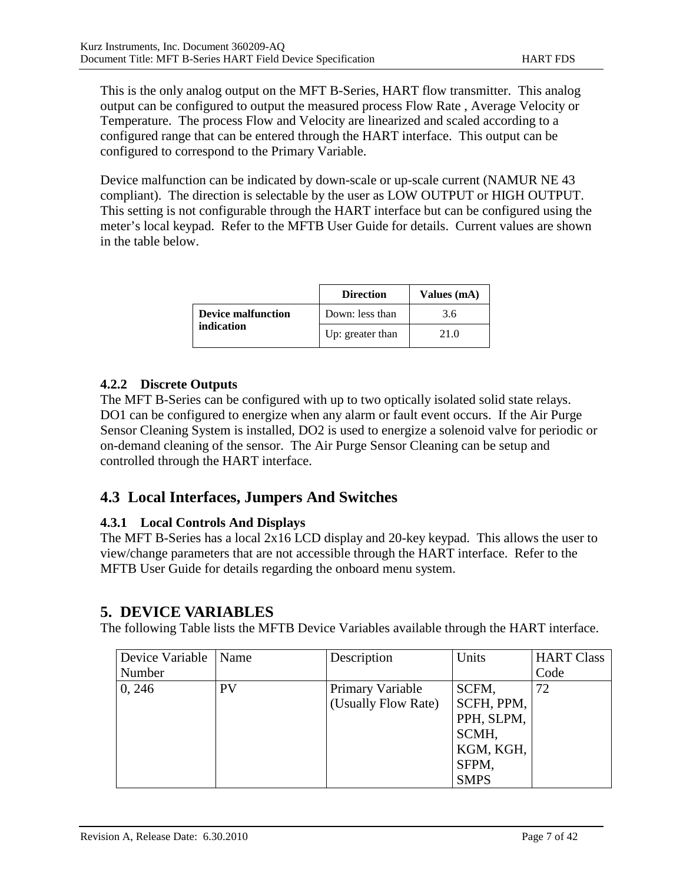This is the only analog output on the MFT B-Series, HART flow transmitter. This analog output can be configured to output the measured process Flow Rate , Average Velocity or Temperature. The process Flow and Velocity are linearized and scaled according to a configured range that can be entered through the HART interface. This output can be configured to correspond to the Primary Variable.

Device malfunction can be indicated by down-scale or up-scale current (NAMUR NE 43 compliant). The direction is selectable by the user as LOW OUTPUT or HIGH OUTPUT. This setting is not configurable through the HART interface but can be configured using the meter's local keypad. Refer to the MFTB User Guide for details. Current values are shown in the table below.

| | Direction | Values (mA) |
|---|---|---|
| **Device malfunction indication** | Down: less than | 3.6 |
| | Up: greater than | 21.0 |

### 4.2.2 Discrete Outputs

The MFT B-Series can be configured with up to two optically isolated solid state relays. DO1 can be configured to energize when any alarm or fault event occurs. If the Air Purge Sensor Cleaning System is installed, DO2 is used to energize a solenoid valve for periodic or on-demand cleaning of the sensor. The Air Purge Sensor Cleaning can be setup and controlled through the HART interface.

## 4.3 Local Interfaces, Jumpers And Switches

### 4.3.1 Local Controls And Displays

The MFT B-Series has a local 2x16 LCD display and 20-key keypad. This allows the user to view/change parameters that are not accessible through the HART interface. Refer to the MFTB User Guide for details regarding the onboard menu system.

# 5. DEVICE VARIABLES

The following Table lists the MFTB Device Variables available through the HART interface.

| Device Variable Number | Name | Description | Units | HART Class Code |
|---|---|---|---|---|
| 0, 246 | PV | Primary Variable (Usually Flow Rate) | SCFM, SCFH, PPM, PPH, SLPM, SCMH, KGM, KGH, SFPM, SMPS | 72 |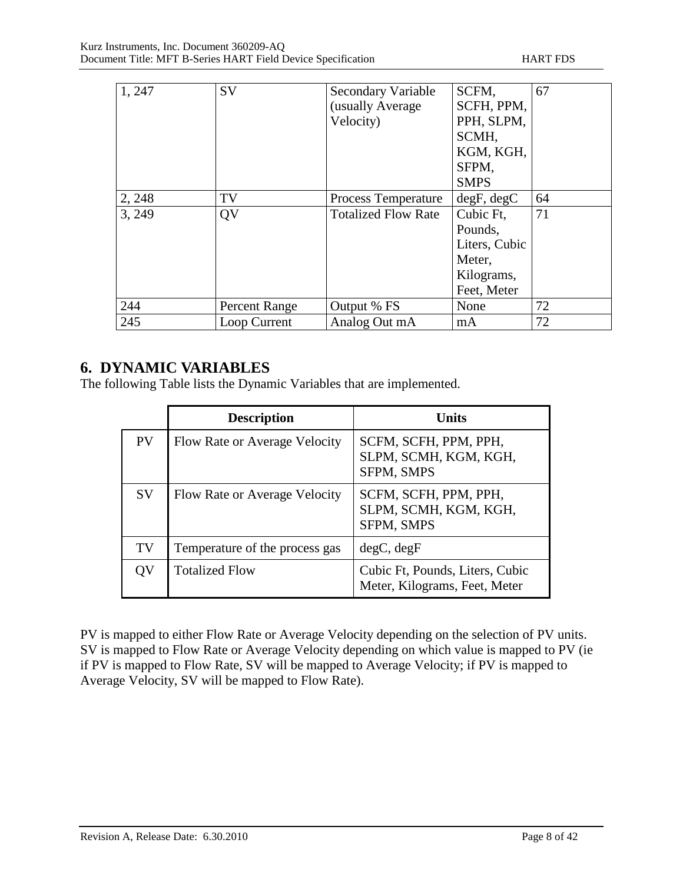| | | | | |
|---|---|---|---|---|
| 1, 247 | SV | Secondary Variable (usually Average Velocity) | SCFM, SCFH, PPM, PPH, SLPM, SCMH, KGM, KGH, SFPM, SMPS | 67 |
| 2, 248 | TV | Process Temperature | degF, degC | 64 |
| 3, 249 | QV | Totalized Flow Rate | Cubic Ft, Pounds, Liters, Cubic Meter, Kilograms, Feet, Meter | 71 |
| 244 | Percent Range | Output % FS | None | 72 |
| 245 | Loop Current | Analog Out mA | mA | 72 |

## 6. DYNAMIC VARIABLES

The following Table lists the Dynamic Variables that are implemented.

| | Description | Units |
|---|---|---|
| PV | Flow Rate or Average Velocity | SCFM, SCFH, PPM, PPH, SLPM, SCMH, KGM, KGH, SFPM, SMPS |
| SV | Flow Rate or Average Velocity | SCFM, SCFH, PPM, PPH, SLPM, SCMH, KGM, KGH, SFPM, SMPS |
| TV | Temperature of the process gas | degC, degF |
| QV | Totalized Flow | Cubic Ft, Pounds, Liters, Cubic Meter, Kilograms, Feet, Meter |

PV is mapped to either Flow Rate or Average Velocity depending on the selection of PV units. SV is mapped to Flow Rate or Average Velocity depending on which value is mapped to PV (ie if PV is mapped to Flow Rate, SV will be mapped to Average Velocity; if PV is mapped to Average Velocity, SV will be mapped to Flow Rate).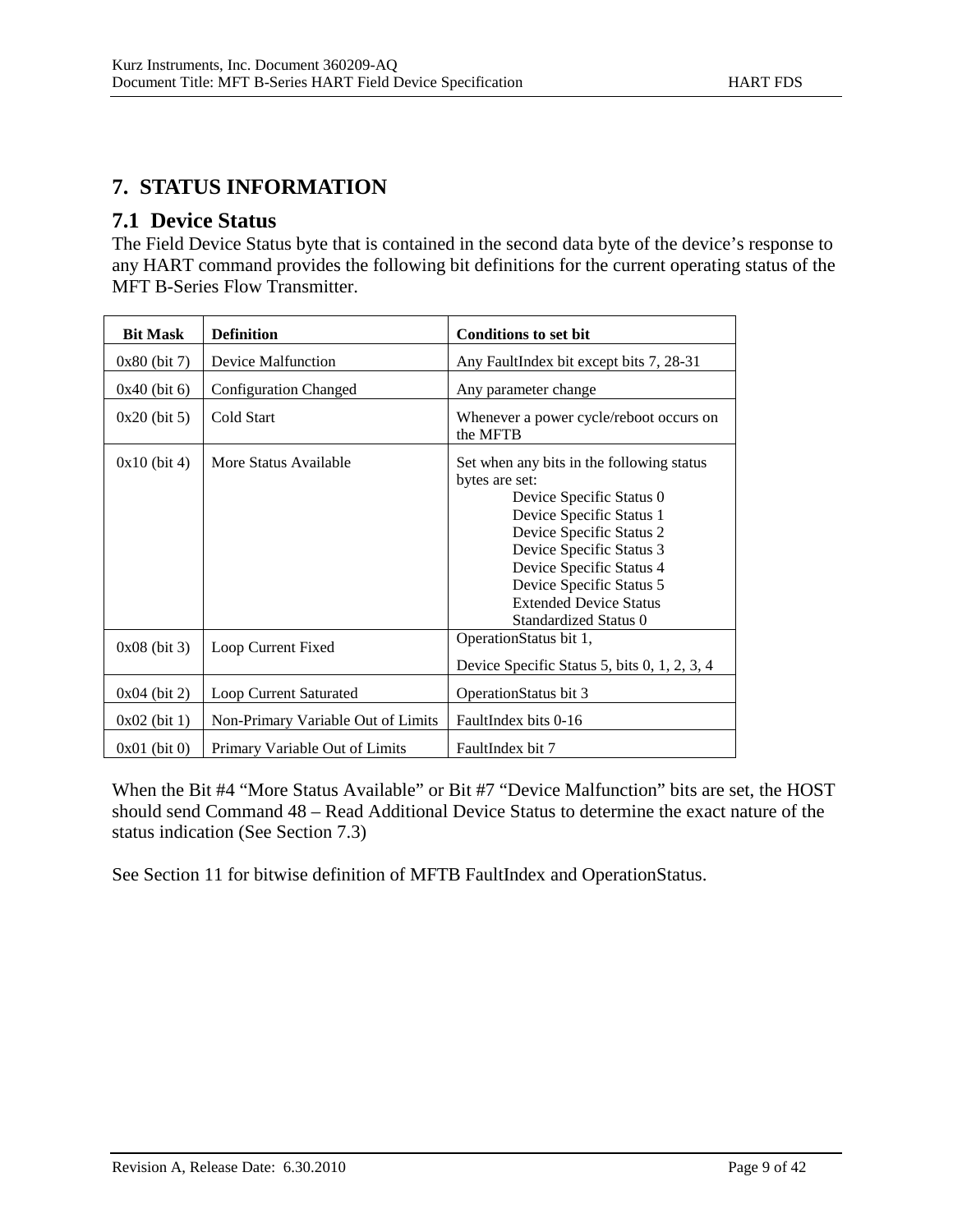# 7. STATUS INFORMATION

## 7.1 Device Status

The Field Device Status byte that is contained in the second data byte of the device's response to any HART command provides the following bit definitions for the current operating status of the MFT B-Series Flow Transmitter.

| Bit Mask | Definition | Conditions to set bit |
|---|---|---|
| 0x80 (bit 7) | Device Malfunction | Any FaultIndex bit except bits 7, 28-31 |
| 0x40 (bit 6) | Configuration Changed | Any parameter change |
| 0x20 (bit 5) | Cold Start | Whenever a power cycle/reboot occurs on the MFTB |
| 0x10 (bit 4) | More Status Available | Set when any bits in the following status bytes are set:<br>Device Specific Status 0<br>Device Specific Status 1<br>Device Specific Status 2<br>Device Specific Status 3<br>Device Specific Status 4<br>Device Specific Status 5<br>Extended Device Status<br>Standardized Status 0 |
| 0x08 (bit 3) | Loop Current Fixed | OperationStatus bit 1,<br>Device Specific Status 5, bits 0, 1, 2, 3, 4 |
| 0x04 (bit 2) | Loop Current Saturated | OperationStatus bit 3 |
| 0x02 (bit 1) | Non-Primary Variable Out of Limits | FaultIndex bits 0-16 |
| 0x01 (bit 0) | Primary Variable Out of Limits | FaultIndex bit 7 |

When the Bit #4 "More Status Available" or Bit #7 "Device Malfunction" bits are set, the HOST should send Command 48 – Read Additional Device Status to determine the exact nature of the status indication (See Section 7.3)

See Section 11 for bitwise definition of MFTB FaultIndex and OperationStatus.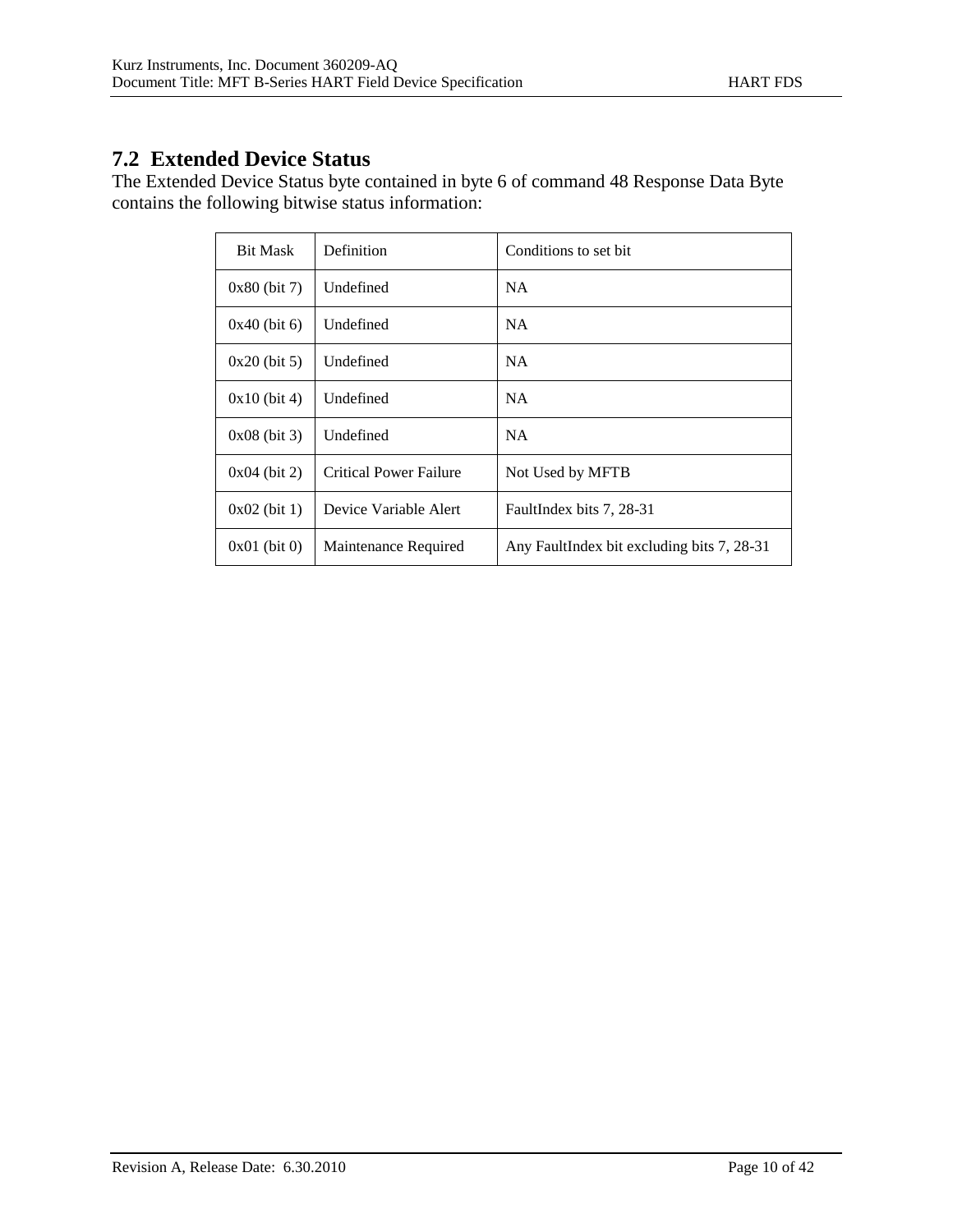## 7.2 Extended Device Status

The Extended Device Status byte contained in byte 6 of command 48 Response Data Byte contains the following bitwise status information:

| Bit Mask | Definition | Conditions to set bit |
|---|---|---|
| 0x80 (bit 7) | Undefined | NA |
| 0x40 (bit 6) | Undefined | NA |
| 0x20 (bit 5) | Undefined | NA |
| 0x10 (bit 4) | Undefined | NA |
| 0x08 (bit 3) | Undefined | NA |
| 0x04 (bit 2) | Critical Power Failure | Not Used by MFTB |
| 0x02 (bit 1) | Device Variable Alert | FaultIndex bits 7, 28-31 |
| 0x01 (bit 0) | Maintenance Required | Any FaultIndex bit excluding bits 7, 28-31 |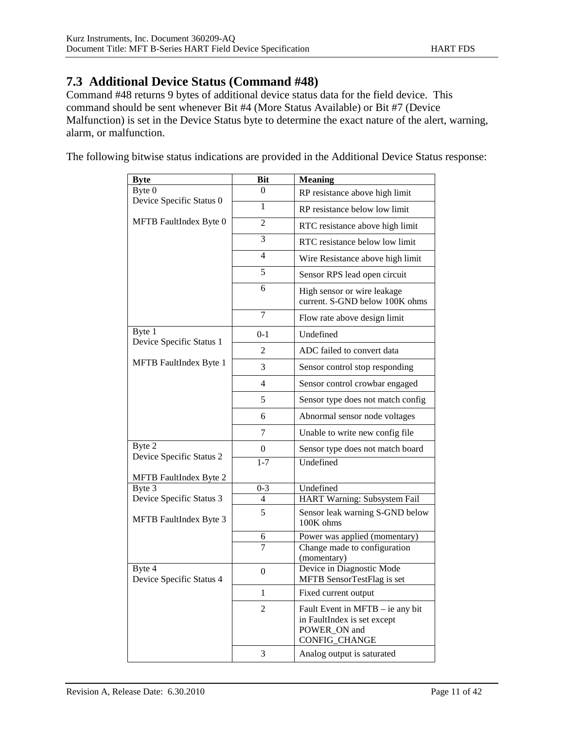## 7.3 Additional Device Status (Command #48)

Command #48 returns 9 bytes of additional device status data for the field device. This command should be sent whenever Bit #4 (More Status Available) or Bit #7 (Device Malfunction) is set in the Device Status byte to determine the exact nature of the alert, warning, alarm, or malfunction.

The following bitwise status indications are provided in the Additional Device Status response:

| Byte | Bit | Meaning |
|---|---|---|
| Byte 0<br>Device Specific Status 0<br><br>MFTB FaultIndex Byte 0 | 0 | RP resistance above high limit |
| | 1 | RP resistance below low limit |
| | 2 | RTC resistance above high limit |
| | 3 | RTC resistance below low limit |
| | 4 | Wire Resistance above high limit |
| | 5 | Sensor RPS lead open circuit |
| | 6 | High sensor or wire leakage current. S-GND below 100K ohms |
| | 7 | Flow rate above design limit |
| Byte 1<br>Device Specific Status 1<br><br>MFTB FaultIndex Byte 1 | 0-1 | Undefined |
| | 2 | ADC failed to convert data |
| | 3 | Sensor control stop responding |
| | 4 | Sensor control crowbar engaged |
| | 5 | Sensor type does not match config |
| | 6 | Abnormal sensor node voltages |
| | 7 | Unable to write new config file |
| Byte 2<br>Device Specific Status 2<br><br>MFTB FaultIndex Byte 2 | 0 | Sensor type does not match board |
| | 1-7 | Undefined |
| Byte 3<br>Device Specific Status 3<br><br>MFTB FaultIndex Byte 3 | 0-3 | Undefined |
| | 4 | HART Warning: Subsystem Fail |
| | 5 | Sensor leak warning S-GND below 100K ohms |
| | 6 | Power was applied (momentary) |
| | 7 | Change made to configuration (momentary) |
| Byte 4<br>Device Specific Status 4 | 0 | Device in Diagnostic Mode<br>MFTB SensorTestFlag is set |
| | 1 | Fixed current output |
| | 2 | Fault Event in MFTB – ie any bit in FaultIndex is set except POWER_ON and CONFIG_CHANGE |
| | 3 | Analog output is saturated |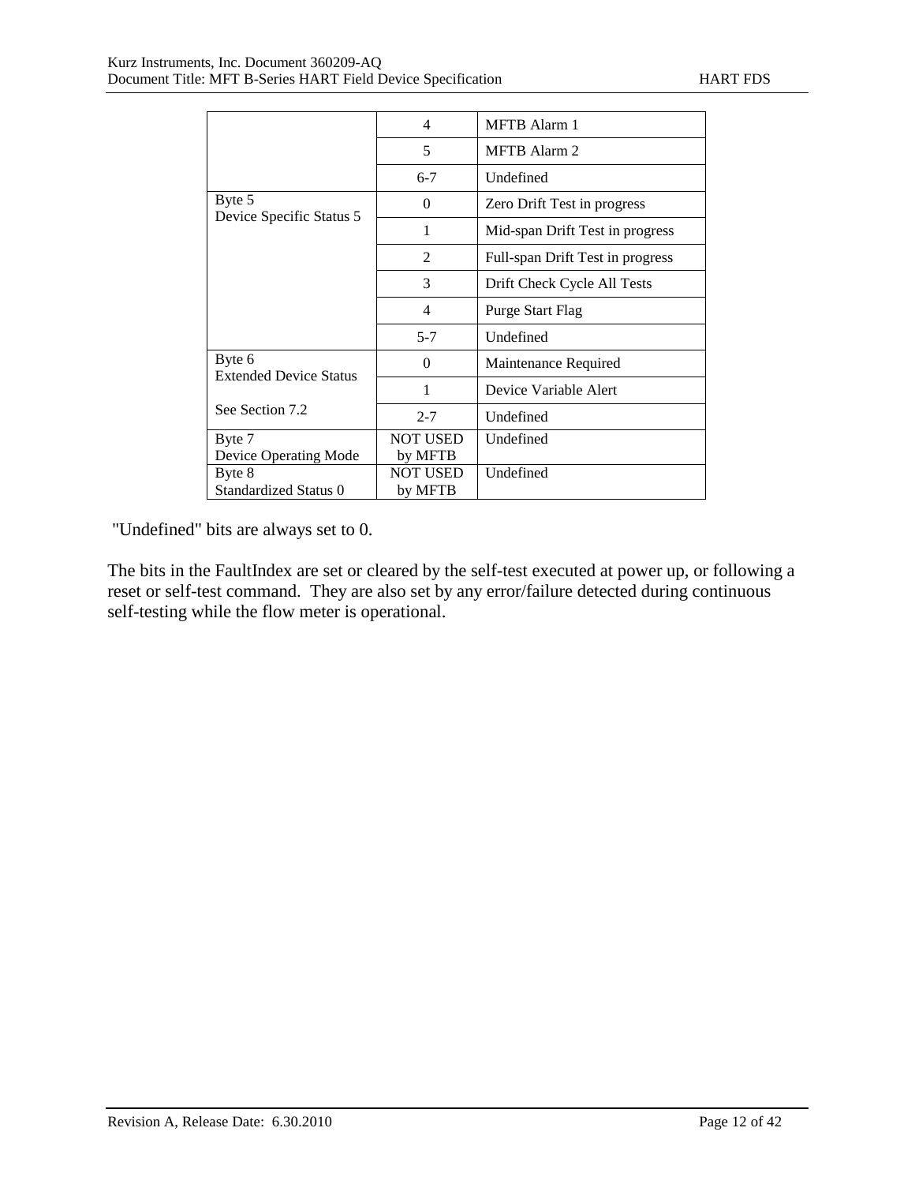| | | |
|---|---|---|
| | 4 | MFTB Alarm 1 |
| | 5 | MFTB Alarm 2 |
| | 6-7 | Undefined |
| Byte 5<br>Device Specific Status 5 | 0 | Zero Drift Test in progress |
| | 1 | Mid-span Drift Test in progress |
| | 2 | Full-span Drift Test in progress |
| | 3 | Drift Check Cycle All Tests |
| | 4 | Purge Start Flag |
| | 5-7 | Undefined |
| Byte 6<br>Extended Device Status<br><br>See Section 7.2 | 0 | Maintenance Required |
| | 1 | Device Variable Alert |
| | 2-7 | Undefined |
| Byte 7<br>Device Operating Mode | NOT USED by MFTB | Undefined |
| Byte 8<br>Standardized Status 0 | NOT USED by MFTB | Undefined |

"Undefined" bits are always set to 0.

The bits in the FaultIndex are set or cleared by the self-test executed at power up, or following a reset or self-test command. They are also set by any error/failure detected during continuous self-testing while the flow meter is operational.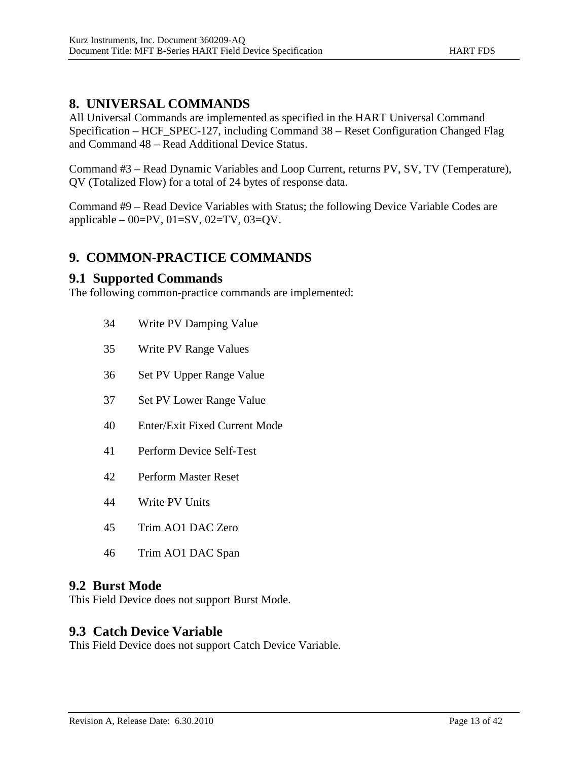# 8. UNIVERSAL COMMANDS

All Universal Commands are implemented as specified in the HART Universal Command Specification – HCF_SPEC-127, including Command 38 – Reset Configuration Changed Flag and Command 48 – Read Additional Device Status.

Command #3 – Read Dynamic Variables and Loop Current, returns PV, SV, TV (Temperature), QV (Totalized Flow) for a total of 24 bytes of response data.

Command #9 – Read Device Variables with Status; the following Device Variable Codes are applicable – 00=PV, 01=SV, 02=TV, 03=QV.

# 9. COMMON-PRACTICE COMMANDS

## 9.1 Supported Commands

The following common-practice commands are implemented:

| | |
|---|---|
| 34 | Write PV Damping Value |
| 35 | Write PV Range Values |
| 36 | Set PV Upper Range Value |
| 37 | Set PV Lower Range Value |
| 40 | Enter/Exit Fixed Current Mode |
| 41 | Perform Device Self-Test |
| 42 | Perform Master Reset |
| 44 | Write PV Units |
| 45 | Trim AO1 DAC Zero |
| 46 | Trim AO1 DAC Span |

## 9.2 Burst Mode

This Field Device does not support Burst Mode.

## 9.3 Catch Device Variable

This Field Device does not support Catch Device Variable.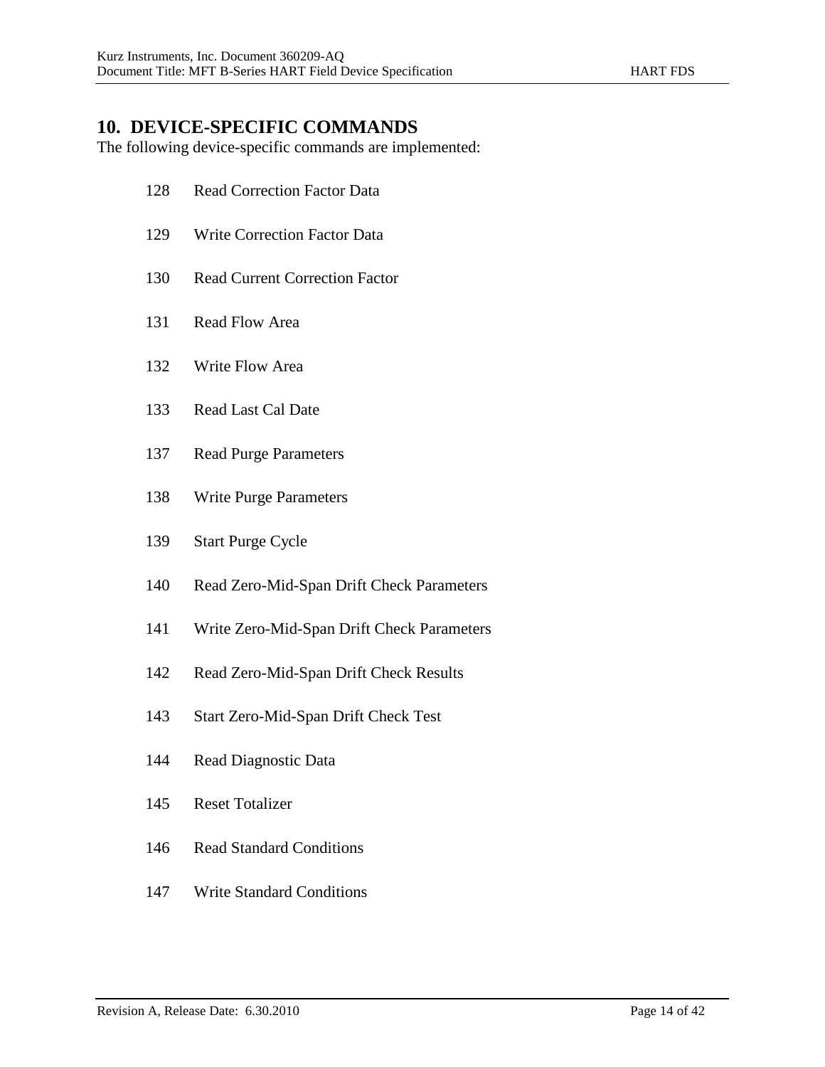# 10. DEVICE-SPECIFIC COMMANDS

The following device-specific commands are implemented:

128 Read Correction Factor Data

129 Write Correction Factor Data

130 Read Current Correction Factor

131 Read Flow Area

132 Write Flow Area

133 Read Last Cal Date

137 Read Purge Parameters

138 Write Purge Parameters

139 Start Purge Cycle

140 Read Zero-Mid-Span Drift Check Parameters

141 Write Zero-Mid-Span Drift Check Parameters

142 Read Zero-Mid-Span Drift Check Results

143 Start Zero-Mid-Span Drift Check Test

144 Read Diagnostic Data

145 Reset Totalizer

146 Read Standard Conditions

147 Write Standard Conditions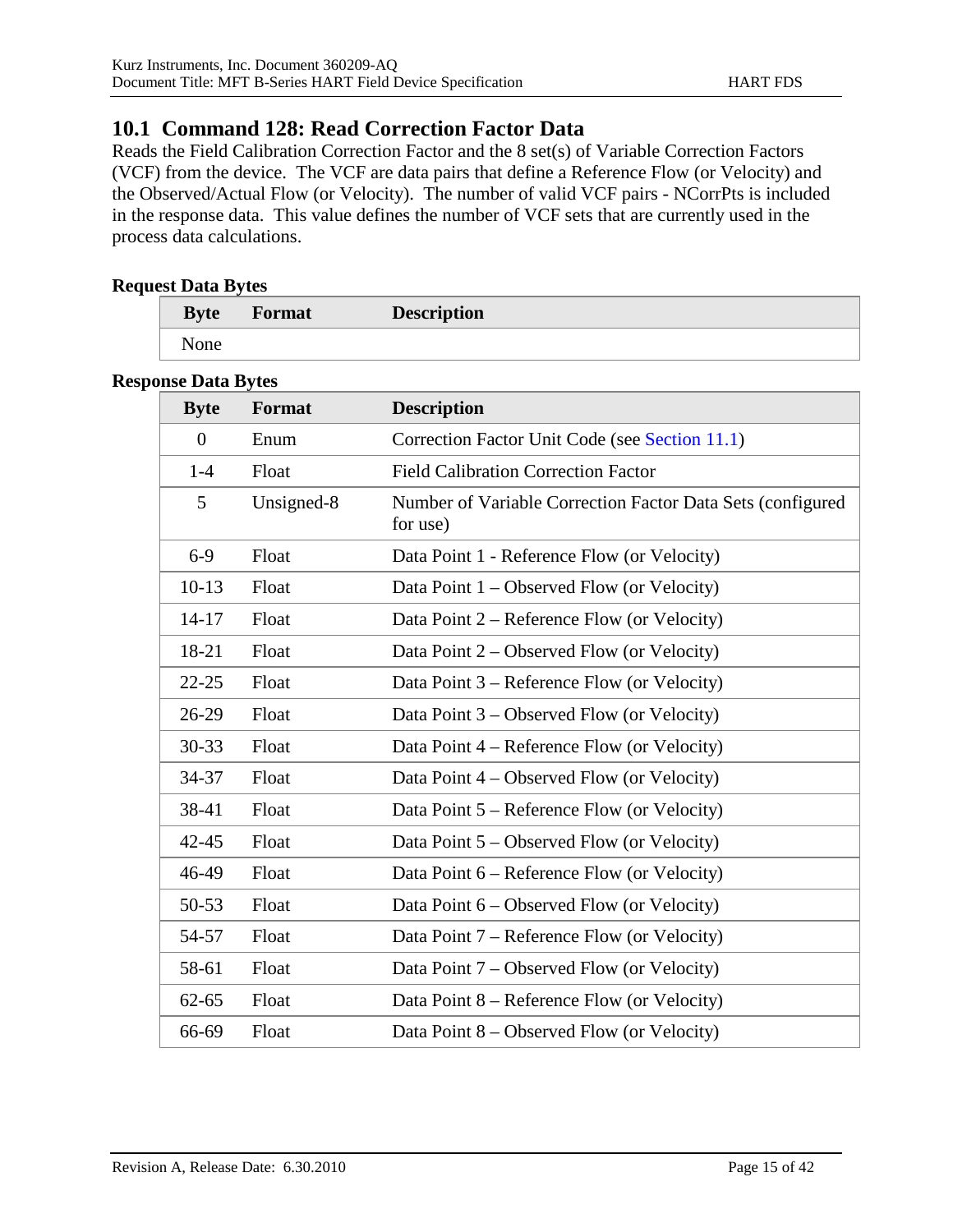## 10.1 Command 128: Read Correction Factor Data

Reads the Field Calibration Correction Factor and the 8 set(s) of Variable Correction Factors (VCF) from the device. The VCF are data pairs that define a Reference Flow (or Velocity) and the Observed/Actual Flow (or Velocity). The number of valid VCF pairs - NCorrPts is included in the response data. This value defines the number of VCF sets that are currently used in the process data calculations.

**Request Data Bytes**

| Byte | Format | Description |
|---|---|---|
| None | | |

**Response Data Bytes**

| Byte | Format | Description |
|---|---|---|
| 0 | Enum | Correction Factor Unit Code (see Section 11.1) |
| 1-4 | Float | Field Calibration Correction Factor |
| 5 | Unsigned-8 | Number of Variable Correction Factor Data Sets (configured for use) |
| 6-9 | Float | Data Point 1 - Reference Flow (or Velocity) |
| 10-13 | Float | Data Point 1 – Observed Flow (or Velocity) |
| 14-17 | Float | Data Point 2 – Reference Flow (or Velocity) |
| 18-21 | Float | Data Point 2 – Observed Flow (or Velocity) |
| 22-25 | Float | Data Point 3 – Reference Flow (or Velocity) |
| 26-29 | Float | Data Point 3 – Observed Flow (or Velocity) |
| 30-33 | Float | Data Point 4 – Reference Flow (or Velocity) |
| 34-37 | Float | Data Point 4 – Observed Flow (or Velocity) |
| 38-41 | Float | Data Point 5 – Reference Flow (or Velocity) |
| 42-45 | Float | Data Point 5 – Observed Flow (or Velocity) |
| 46-49 | Float | Data Point 6 – Reference Flow (or Velocity) |
| 50-53 | Float | Data Point 6 – Observed Flow (or Velocity) |
| 54-57 | Float | Data Point 7 – Reference Flow (or Velocity) |
| 58-61 | Float | Data Point 7 – Observed Flow (or Velocity) |
| 62-65 | Float | Data Point 8 – Reference Flow (or Velocity) |
| 66-69 | Float | Data Point 8 – Observed Flow (or Velocity) |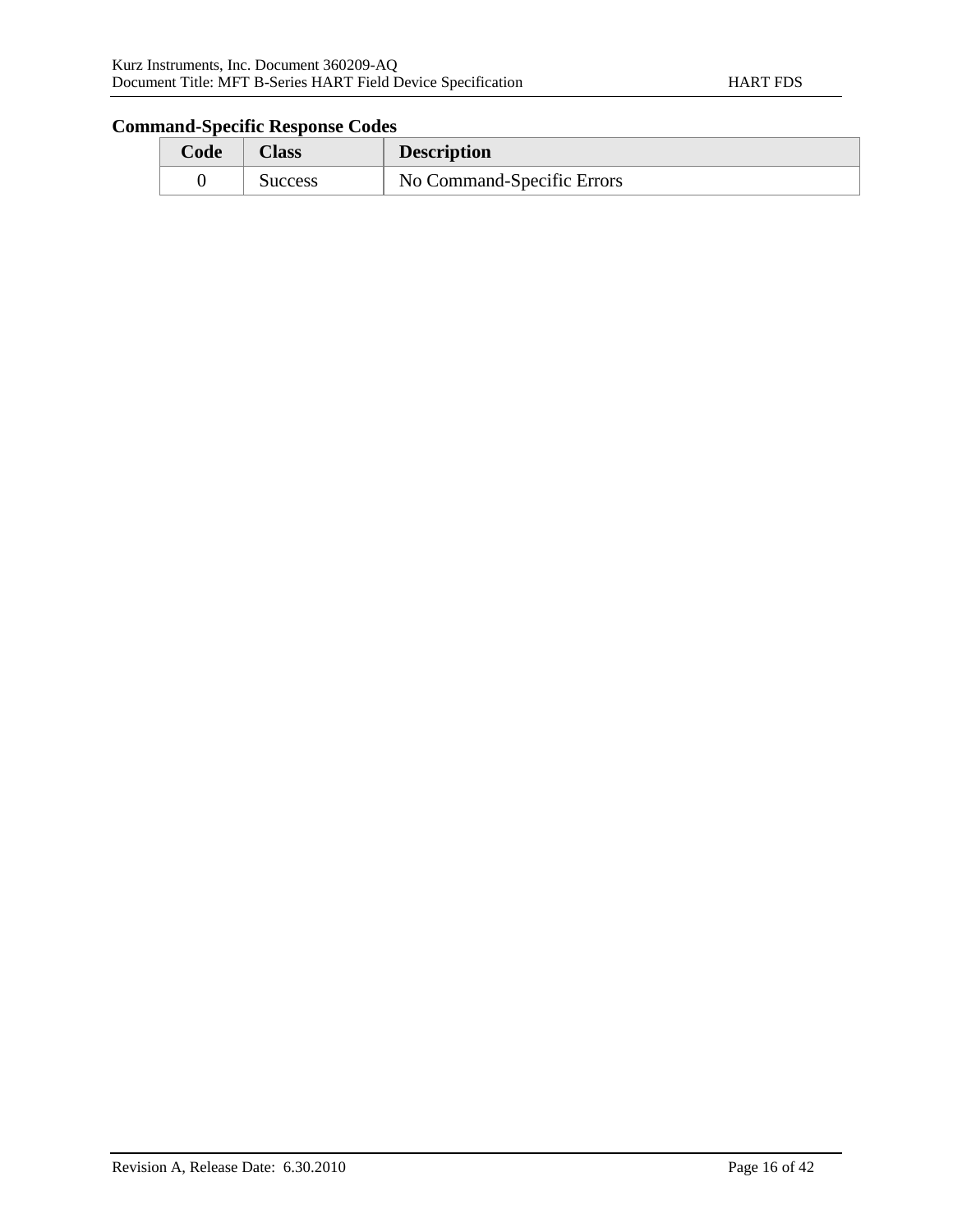### Command-Specific Response Codes

| Code | Class | Description |
|---|---|---|
| 0 | Success | No Command-Specific Errors |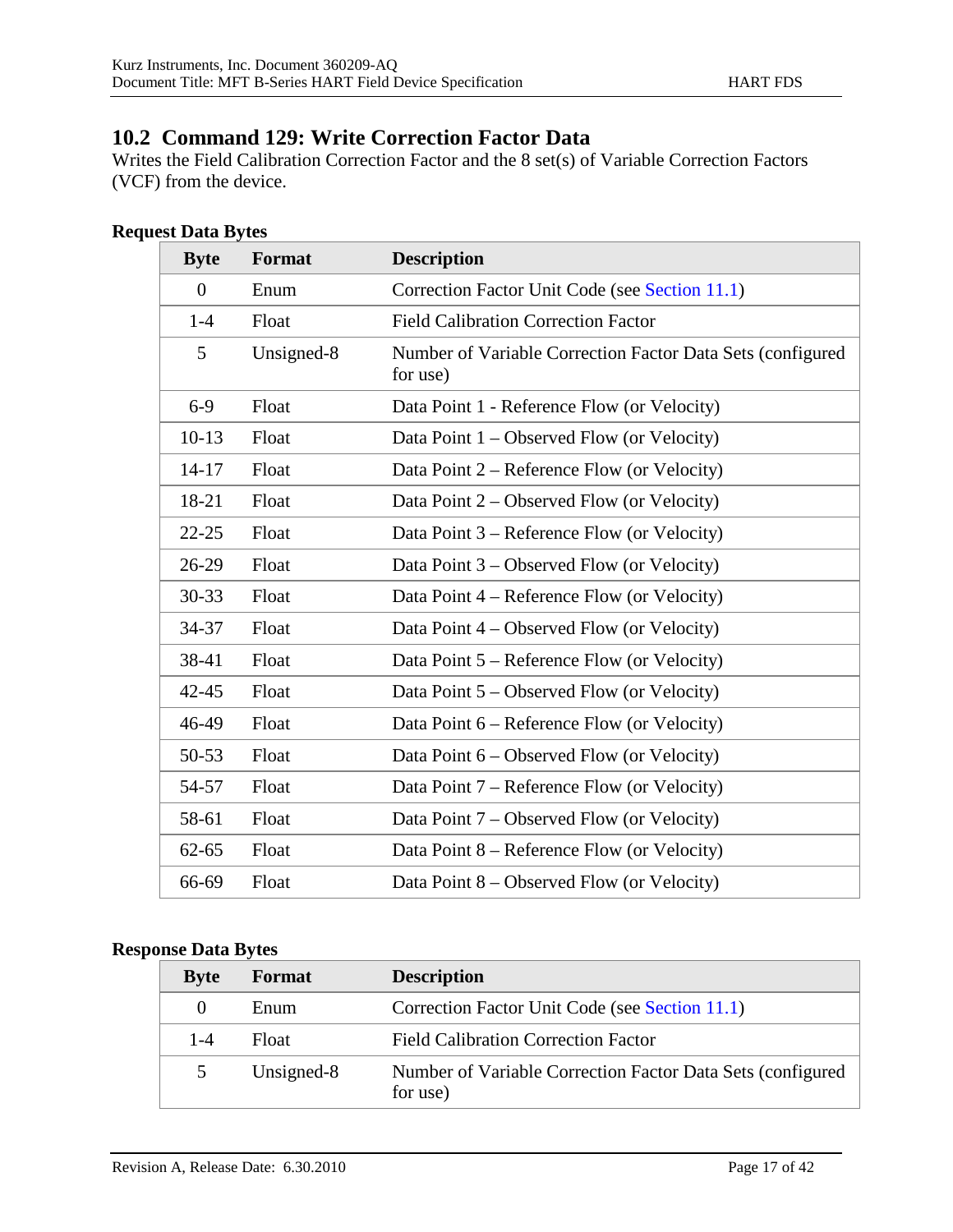## 10.2 Command 129: Write Correction Factor Data

Writes the Field Calibration Correction Factor and the 8 set(s) of Variable Correction Factors (VCF) from the device.

**Request Data Bytes**

| Byte | Format | Description |
|---|---|---|
| 0 | Enum | Correction Factor Unit Code (see Section 11.1) |
| 1-4 | Float | Field Calibration Correction Factor |
| 5 | Unsigned-8 | Number of Variable Correction Factor Data Sets (configured for use) |
| 6-9 | Float | Data Point 1 - Reference Flow (or Velocity) |
| 10-13 | Float | Data Point 1 – Observed Flow (or Velocity) |
| 14-17 | Float | Data Point 2 – Reference Flow (or Velocity) |
| 18-21 | Float | Data Point 2 – Observed Flow (or Velocity) |
| 22-25 | Float | Data Point 3 – Reference Flow (or Velocity) |
| 26-29 | Float | Data Point 3 – Observed Flow (or Velocity) |
| 30-33 | Float | Data Point 4 – Reference Flow (or Velocity) |
| 34-37 | Float | Data Point 4 – Observed Flow (or Velocity) |
| 38-41 | Float | Data Point 5 – Reference Flow (or Velocity) |
| 42-45 | Float | Data Point 5 – Observed Flow (or Velocity) |
| 46-49 | Float | Data Point 6 – Reference Flow (or Velocity) |
| 50-53 | Float | Data Point 6 – Observed Flow (or Velocity) |
| 54-57 | Float | Data Point 7 – Reference Flow (or Velocity) |
| 58-61 | Float | Data Point 7 – Observed Flow (or Velocity) |
| 62-65 | Float | Data Point 8 – Reference Flow (or Velocity) |
| 66-69 | Float | Data Point 8 – Observed Flow (or Velocity) |

**Response Data Bytes**

| Byte | Format | Description |
|---|---|---|
| 0 | Enum | Correction Factor Unit Code (see Section 11.1) |
| 1-4 | Float | Field Calibration Correction Factor |
| 5 | Unsigned-8 | Number of Variable Correction Factor Data Sets (configured for use) |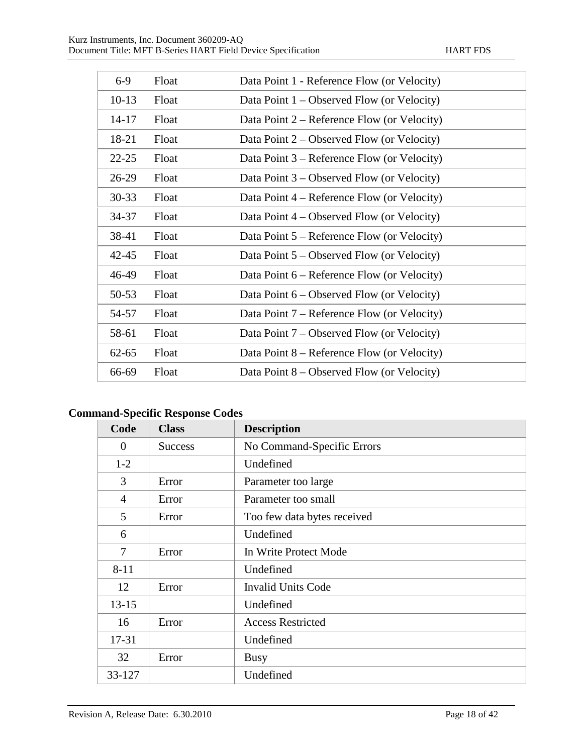| | | |
|---|---|---|
| 6-9 | Float | Data Point 1 - Reference Flow (or Velocity) |
| 10-13 | Float | Data Point 1 – Observed Flow (or Velocity) |
| 14-17 | Float | Data Point 2 – Reference Flow (or Velocity) |
| 18-21 | Float | Data Point 2 – Observed Flow (or Velocity) |
| 22-25 | Float | Data Point 3 – Reference Flow (or Velocity) |
| 26-29 | Float | Data Point 3 – Observed Flow (or Velocity) |
| 30-33 | Float | Data Point 4 – Reference Flow (or Velocity) |
| 34-37 | Float | Data Point 4 – Observed Flow (or Velocity) |
| 38-41 | Float | Data Point 5 – Reference Flow (or Velocity) |
| 42-45 | Float | Data Point 5 – Observed Flow (or Velocity) |
| 46-49 | Float | Data Point 6 – Reference Flow (or Velocity) |
| 50-53 | Float | Data Point 6 – Observed Flow (or Velocity) |
| 54-57 | Float | Data Point 7 – Reference Flow (or Velocity) |
| 58-61 | Float | Data Point 7 – Observed Flow (or Velocity) |
| 62-65 | Float | Data Point 8 – Reference Flow (or Velocity) |
| 66-69 | Float | Data Point 8 – Observed Flow (or Velocity) |

**Command-Specific Response Codes**

| Code | Class | Description |
|---|---|---|
| 0 | Success | No Command-Specific Errors |
| 1-2 | | Undefined |
| 3 | Error | Parameter too large |
| 4 | Error | Parameter too small |
| 5 | Error | Too few data bytes received |
| 6 | | Undefined |
| 7 | Error | In Write Protect Mode |
| 8-11 | | Undefined |
| 12 | Error | Invalid Units Code |
| 13-15 | | Undefined |
| 16 | Error | Access Restricted |
| 17-31 | | Undefined |
| 32 | Error | Busy |
| 33-127 | | Undefined |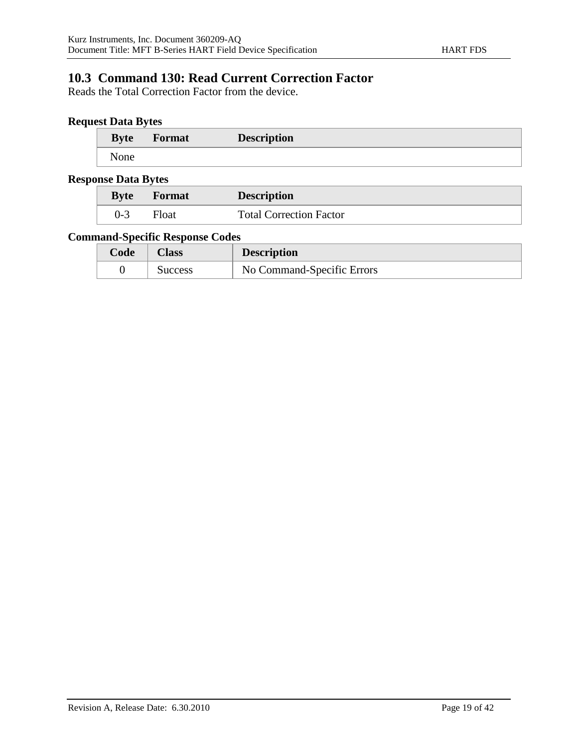## 10.3 Command 130: Read Current Correction Factor

Reads the Total Correction Factor from the device.

**Request Data Bytes**

| Byte | Format | Description |
|---|---|---|
| None | | |

**Response Data Bytes**

| Byte | Format | Description |
|---|---|---|
| 0-3 | Float | Total Correction Factor |

**Command-Specific Response Codes**

| Code | Class | Description |
|---|---|---|
| 0 | Success | No Command-Specific Errors |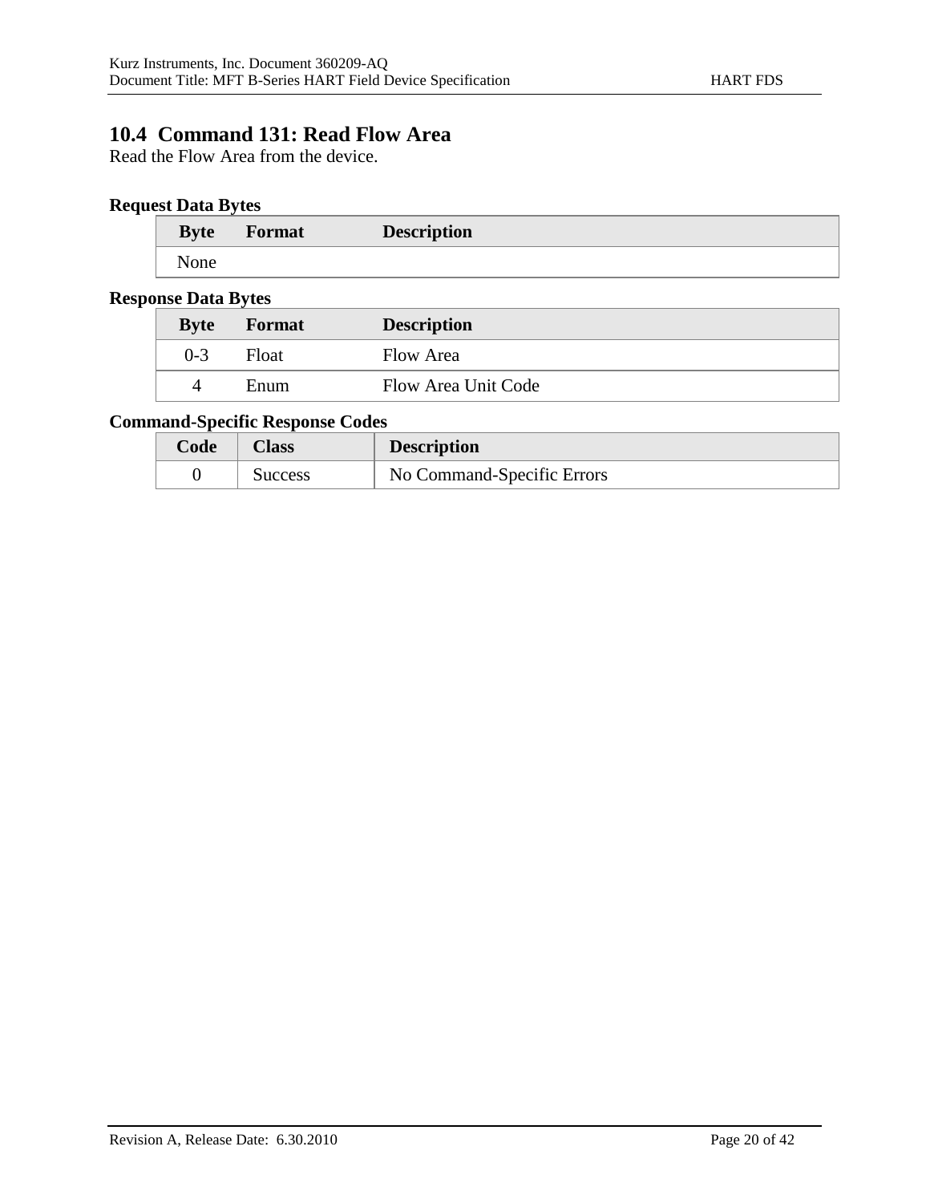## 10.4 Command 131: Read Flow Area

Read the Flow Area from the device.

**Request Data Bytes**

| Byte | Format | Description |
|---|---|---|
| None | | |

**Response Data Bytes**

| Byte | Format | Description |
|---|---|---|
| 0-3 | Float | Flow Area |
| 4 | Enum | Flow Area Unit Code |

**Command-Specific Response Codes**

| Code | Class | Description |
|---|---|---|
| 0 | Success | No Command-Specific Errors |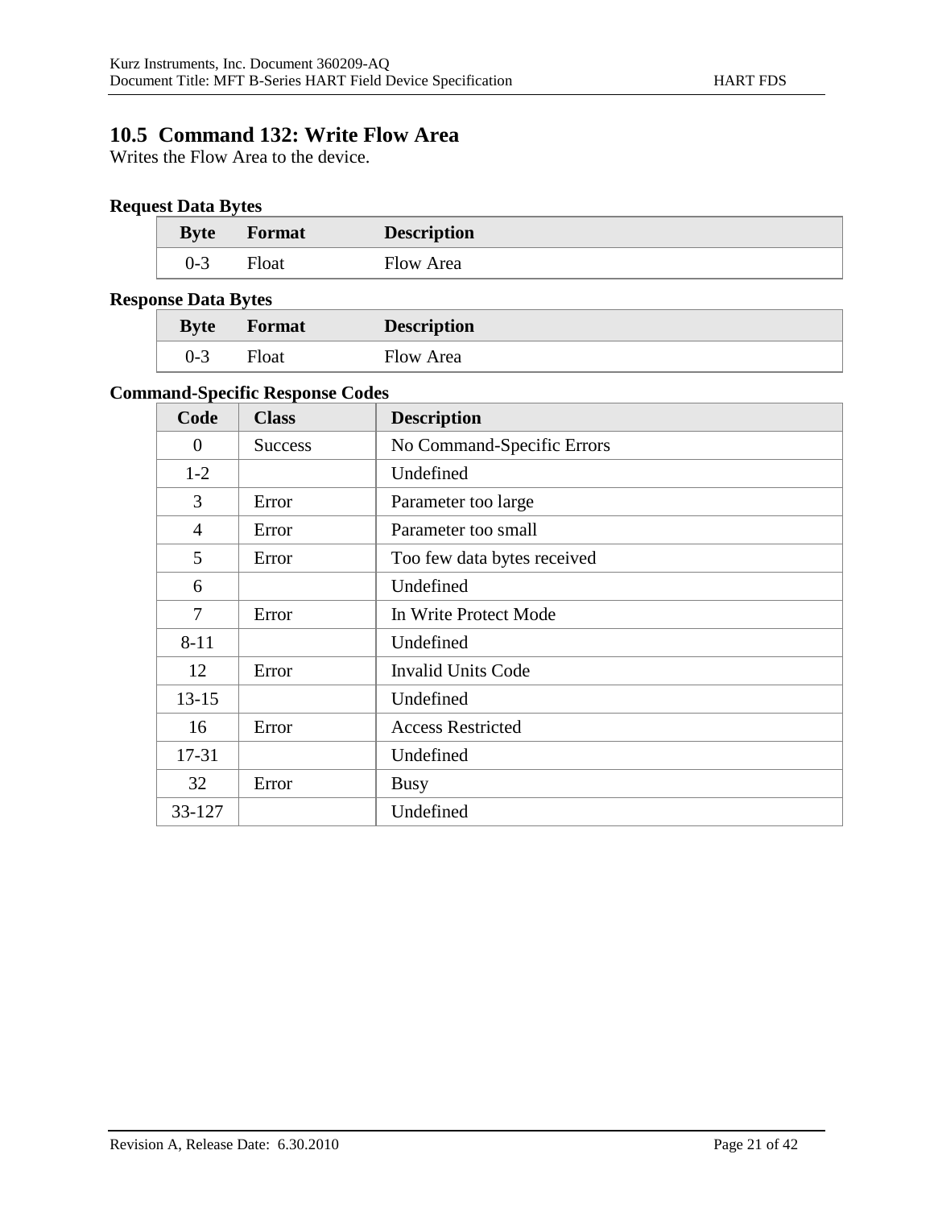## 10.5 Command 132: Write Flow Area

Writes the Flow Area to the device.

**Request Data Bytes**

| Byte | Format | Description |
|---|---|---|
| 0-3 | Float | Flow Area |

**Response Data Bytes**

| Byte | Format | Description |
|---|---|---|
| 0-3 | Float | Flow Area |

**Command-Specific Response Codes**

| Code | Class | Description |
|---|---|---|
| 0 | Success | No Command-Specific Errors |
| 1-2 | | Undefined |
| 3 | Error | Parameter too large |
| 4 | Error | Parameter too small |
| 5 | Error | Too few data bytes received |
| 6 | | Undefined |
| 7 | Error | In Write Protect Mode |
| 8-11 | | Undefined |
| 12 | Error | Invalid Units Code |
| 13-15 | | Undefined |
| 16 | Error | Access Restricted |
| 17-31 | | Undefined |
| 32 | Error | Busy |
| 33-127 | | Undefined |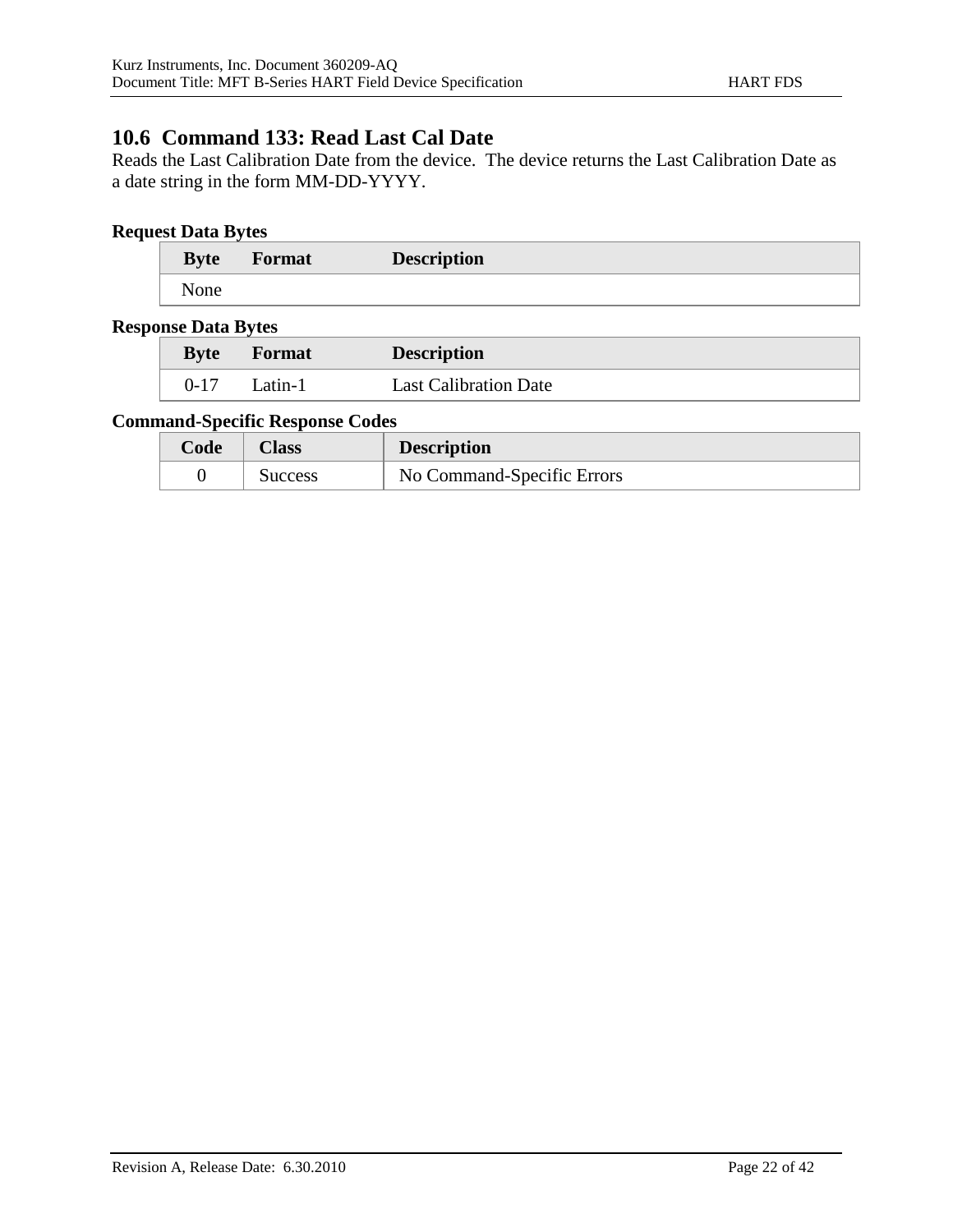## 10.6 Command 133: Read Last Cal Date

Reads the Last Calibration Date from the device. The device returns the Last Calibration Date as a date string in the form MM-DD-YYYY.

**Request Data Bytes**

| Byte | Format | Description |
|---|---|---|
| None | | |

**Response Data Bytes**

| Byte | Format | Description |
|---|---|---|
| 0-17 | Latin-1 | Last Calibration Date |

**Command-Specific Response Codes**

| Code | Class | Description |
|---|---|---|
| 0 | Success | No Command-Specific Errors |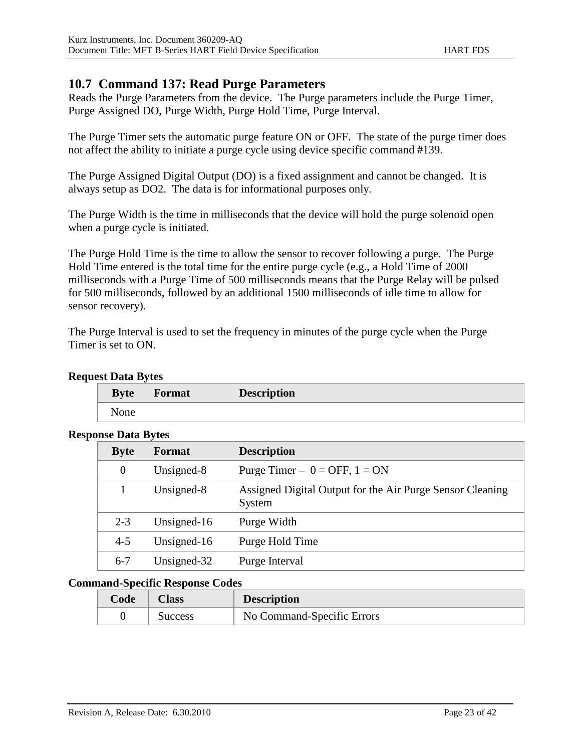## 10.7 Command 137: Read Purge Parameters

Reads the Purge Parameters from the device. The Purge parameters include the Purge Timer, Purge Assigned DO, Purge Width, Purge Hold Time, Purge Interval.

The Purge Timer sets the automatic purge feature ON or OFF. The state of the purge timer does not affect the ability to initiate a purge cycle using device specific command #139.

The Purge Assigned Digital Output (DO) is a fixed assignment and cannot be changed. It is always setup as DO2. The data is for informational purposes only.

The Purge Width is the time in milliseconds that the device will hold the purge solenoid open when a purge cycle is initiated.

The Purge Hold Time is the time to allow the sensor to recover following a purge. The Purge Hold Time entered is the total time for the entire purge cycle (e.g., a Hold Time of 2000 milliseconds with a Purge Time of 500 milliseconds means that the Purge Relay will be pulsed for 500 milliseconds, followed by an additional 1500 milliseconds of idle time to allow for sensor recovery).

The Purge Interval is used to set the frequency in minutes of the purge cycle when the Purge Timer is set to ON.

**Request Data Bytes**

| Byte | Format | Description |
|---|---|---|
| None | | |

**Response Data Bytes**

| Byte | Format | Description |
|---|---|---|
| 0 | Unsigned-8 | Purge Timer – 0 = OFF, 1 = ON |
| 1 | Unsigned-8 | Assigned Digital Output for the Air Purge Sensor Cleaning System |
| 2-3 | Unsigned-16 | Purge Width |
| 4-5 | Unsigned-16 | Purge Hold Time |
| 6-7 | Unsigned-32 | Purge Interval |

**Command-Specific Response Codes**

| Code | Class | Description |
|---|---|---|
| 0 | Success | No Command-Specific Errors |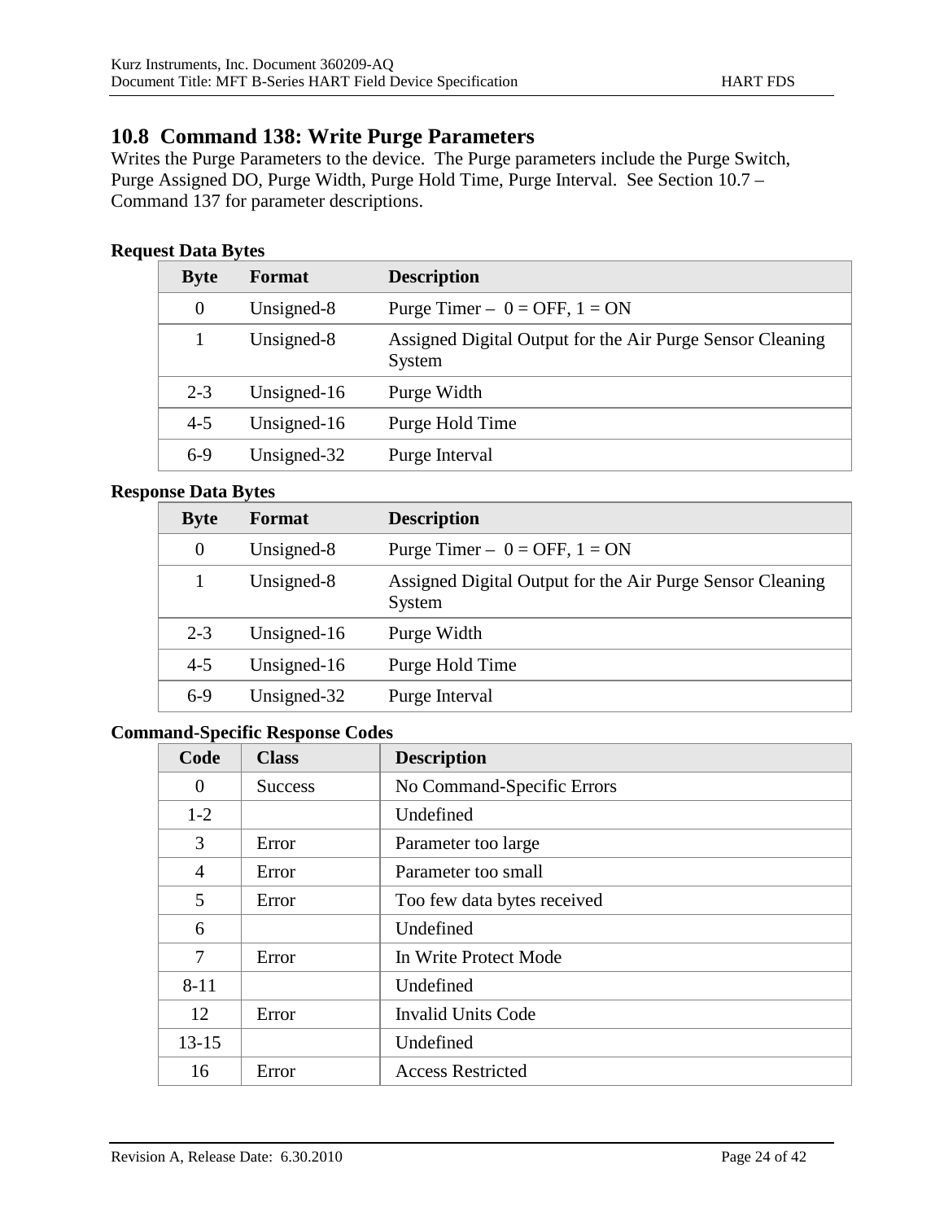## 10.8 Command 138: Write Purge Parameters

Writes the Purge Parameters to the device. The Purge parameters include the Purge Switch, Purge Assigned DO, Purge Width, Purge Hold Time, Purge Interval. See Section 10.7 – Command 137 for parameter descriptions.

**Request Data Bytes**

| Byte | Format | Description |
|---|---|---|
| 0 | Unsigned-8 | Purge Timer – 0 = OFF, 1 = ON |
| 1 | Unsigned-8 | Assigned Digital Output for the Air Purge Sensor Cleaning System |
| 2-3 | Unsigned-16 | Purge Width |
| 4-5 | Unsigned-16 | Purge Hold Time |
| 6-9 | Unsigned-32 | Purge Interval |

**Response Data Bytes**

| Byte | Format | Description |
|---|---|---|
| 0 | Unsigned-8 | Purge Timer – 0 = OFF, 1 = ON |
| 1 | Unsigned-8 | Assigned Digital Output for the Air Purge Sensor Cleaning System |
| 2-3 | Unsigned-16 | Purge Width |
| 4-5 | Unsigned-16 | Purge Hold Time |
| 6-9 | Unsigned-32 | Purge Interval |

**Command-Specific Response Codes**

| Code | Class | Description |
|---|---|---|
| 0 | Success | No Command-Specific Errors |
| 1-2 | | Undefined |
| 3 | Error | Parameter too large |
| 4 | Error | Parameter too small |
| 5 | Error | Too few data bytes received |
| 6 | | Undefined |
| 7 | Error | In Write Protect Mode |
| 8-11 | | Undefined |
| 12 | Error | Invalid Units Code |
| 13-15 | | Undefined |
| 16 | Error | Access Restricted |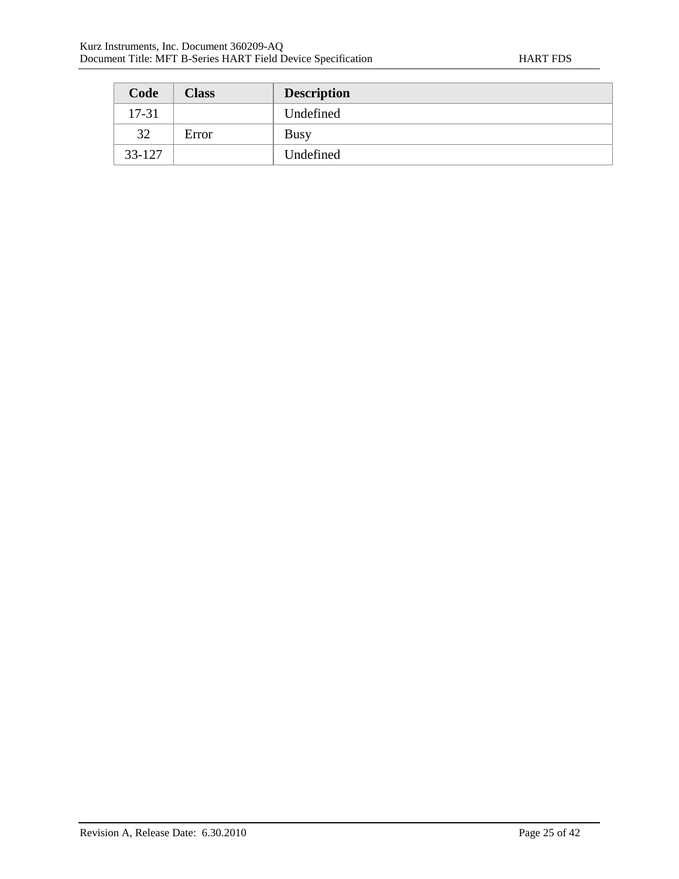| Code | Class | Description |
| --- | --- | --- |
| 17-31 | | Undefined |
| 32 | Error | Busy |
| 33-127 | | Undefined |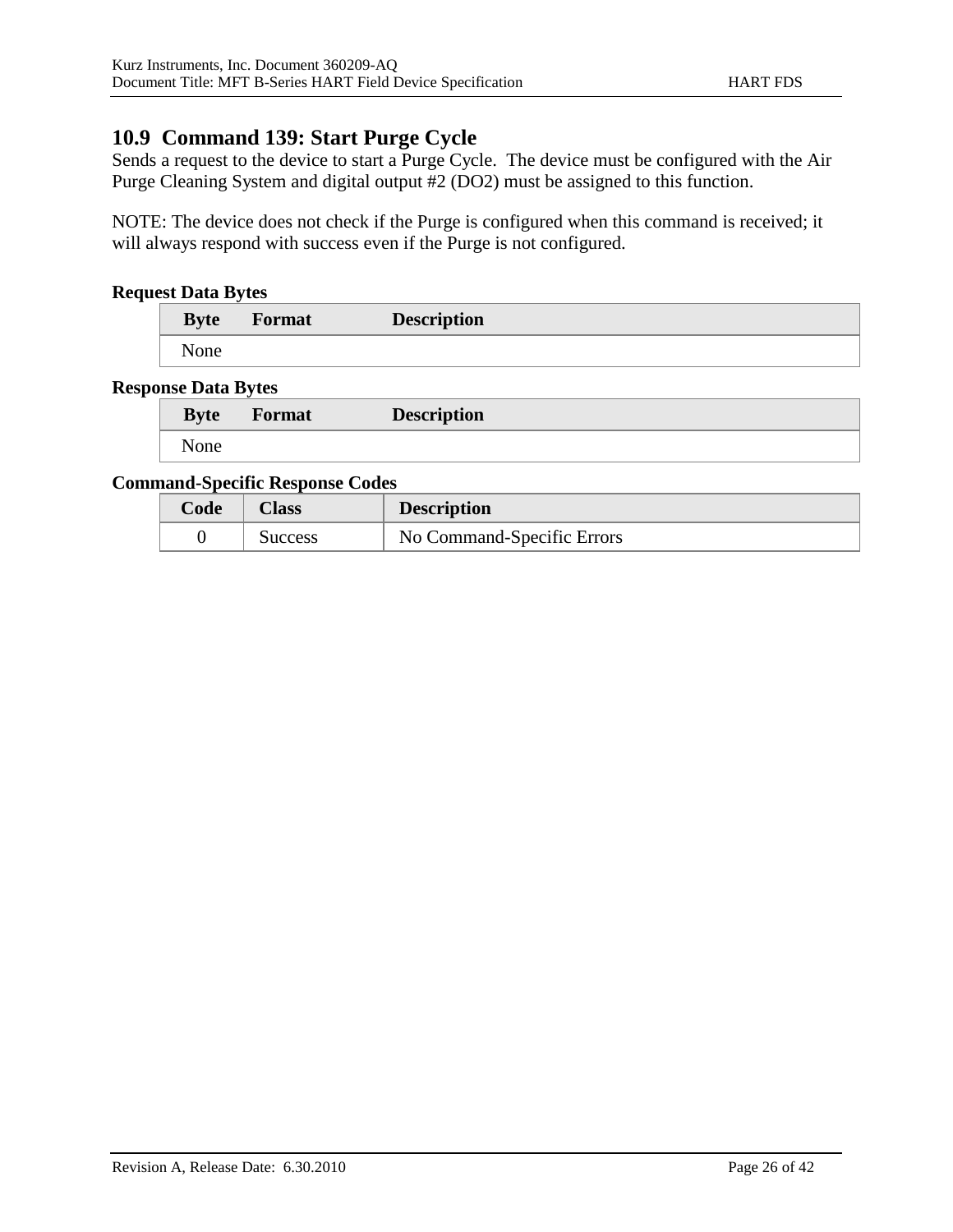## 10.9 Command 139: Start Purge Cycle

Sends a request to the device to start a Purge Cycle. The device must be configured with the Air Purge Cleaning System and digital output #2 (DO2) must be assigned to this function.

NOTE: The device does not check if the Purge is configured when this command is received; it will always respond with success even if the Purge is not configured.

**Request Data Bytes**

| Byte | Format | Description |
|---|---|---|
| None | | |

**Response Data Bytes**

| Byte | Format | Description |
|---|---|---|
| None | | |

**Command-Specific Response Codes**

| Code | Class | Description |
|---|---|---|
| 0 | Success | No Command-Specific Errors |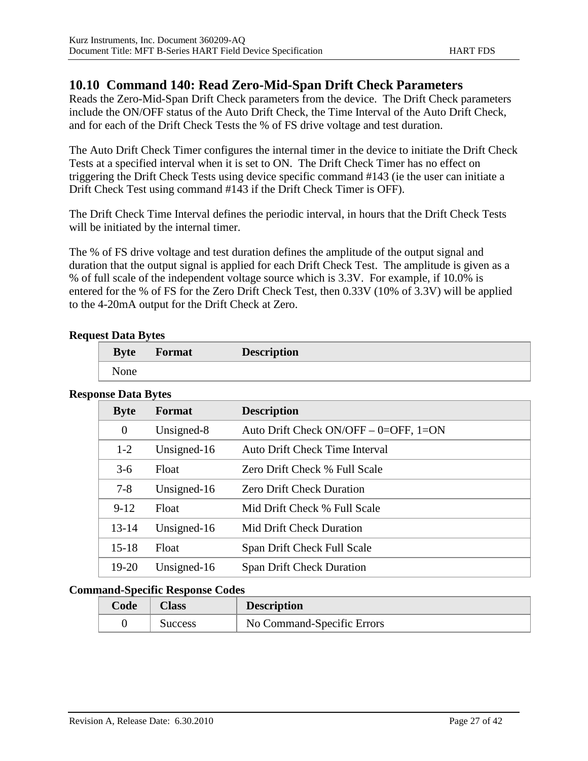## 10.10 Command 140: Read Zero-Mid-Span Drift Check Parameters

Reads the Zero-Mid-Span Drift Check parameters from the device. The Drift Check parameters include the ON/OFF status of the Auto Drift Check, the Time Interval of the Auto Drift Check, and for each of the Drift Check Tests the % of FS drive voltage and test duration.

The Auto Drift Check Timer configures the internal timer in the device to initiate the Drift Check Tests at a specified interval when it is set to ON. The Drift Check Timer has no effect on triggering the Drift Check Tests using device specific command #143 (ie the user can initiate a Drift Check Test using command #143 if the Drift Check Timer is OFF).

The Drift Check Time Interval defines the periodic interval, in hours that the Drift Check Tests will be initiated by the internal timer.

The % of FS drive voltage and test duration defines the amplitude of the output signal and duration that the output signal is applied for each Drift Check Test. The amplitude is given as a % of full scale of the independent voltage source which is 3.3V. For example, if 10.0% is entered for the % of FS for the Zero Drift Check Test, then 0.33V (10% of 3.3V) will be applied to the 4-20mA output for the Drift Check at Zero.

**Request Data Bytes**

| Byte | Format | Description |
|---|---|---|
| None | | |

**Response Data Bytes**

| Byte | Format | Description |
|---|---|---|
| 0 | Unsigned-8 | Auto Drift Check ON/OFF – 0=OFF, 1=ON |
| 1-2 | Unsigned-16 | Auto Drift Check Time Interval |
| 3-6 | Float | Zero Drift Check % Full Scale |
| 7-8 | Unsigned-16 | Zero Drift Check Duration |
| 9-12 | Float | Mid Drift Check % Full Scale |
| 13-14 | Unsigned-16 | Mid Drift Check Duration |
| 15-18 | Float | Span Drift Check Full Scale |
| 19-20 | Unsigned-16 | Span Drift Check Duration |

**Command-Specific Response Codes**

| Code | Class | Description |
|---|---|---|
| 0 | Success | No Command-Specific Errors |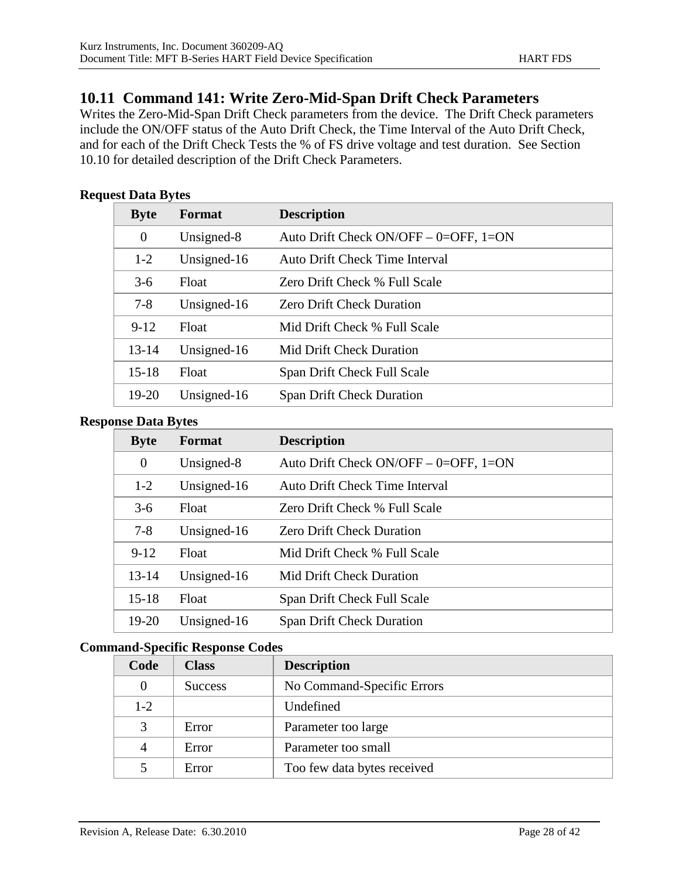## 10.11 Command 141: Write Zero-Mid-Span Drift Check Parameters

Writes the Zero-Mid-Span Drift Check parameters from the device. The Drift Check parameters include the ON/OFF status of the Auto Drift Check, the Time Interval of the Auto Drift Check, and for each of the Drift Check Tests the % of FS drive voltage and test duration. See Section 10.10 for detailed description of the Drift Check Parameters.

**Request Data Bytes**

| Byte | Format | Description |
|---|---|---|
| 0 | Unsigned-8 | Auto Drift Check ON/OFF – 0=OFF, 1=ON |
| 1-2 | Unsigned-16 | Auto Drift Check Time Interval |
| 3-6 | Float | Zero Drift Check % Full Scale |
| 7-8 | Unsigned-16 | Zero Drift Check Duration |
| 9-12 | Float | Mid Drift Check % Full Scale |
| 13-14 | Unsigned-16 | Mid Drift Check Duration |
| 15-18 | Float | Span Drift Check Full Scale |
| 19-20 | Unsigned-16 | Span Drift Check Duration |

**Response Data Bytes**

| Byte | Format | Description |
|---|---|---|
| 0 | Unsigned-8 | Auto Drift Check ON/OFF – 0=OFF, 1=ON |
| 1-2 | Unsigned-16 | Auto Drift Check Time Interval |
| 3-6 | Float | Zero Drift Check % Full Scale |
| 7-8 | Unsigned-16 | Zero Drift Check Duration |
| 9-12 | Float | Mid Drift Check % Full Scale |
| 13-14 | Unsigned-16 | Mid Drift Check Duration |
| 15-18 | Float | Span Drift Check Full Scale |
| 19-20 | Unsigned-16 | Span Drift Check Duration |

**Command-Specific Response Codes**

| Code | Class | Description |
|---|---|---|
| 0 | Success | No Command-Specific Errors |
| 1-2 | | Undefined |
| 3 | Error | Parameter too large |
| 4 | Error | Parameter too small |
| 5 | Error | Too few data bytes received |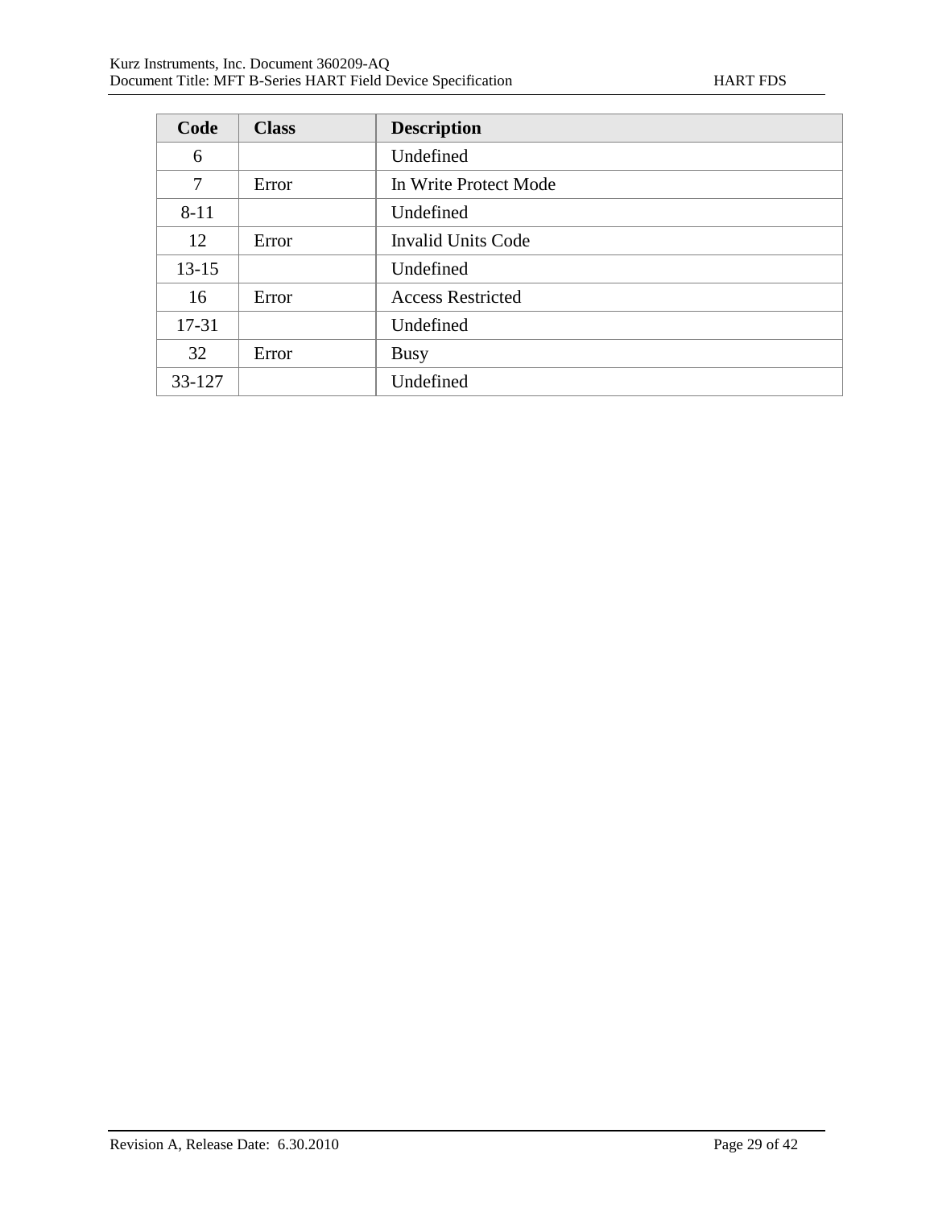| Code | Class | Description |
| --- | --- | --- |
| 6 | | Undefined |
| 7 | Error | In Write Protect Mode |
| 8-11 | | Undefined |
| 12 | Error | Invalid Units Code |
| 13-15 | | Undefined |
| 16 | Error | Access Restricted |
| 17-31 | | Undefined |
| 32 | Error | Busy |
| 33-127 | | Undefined |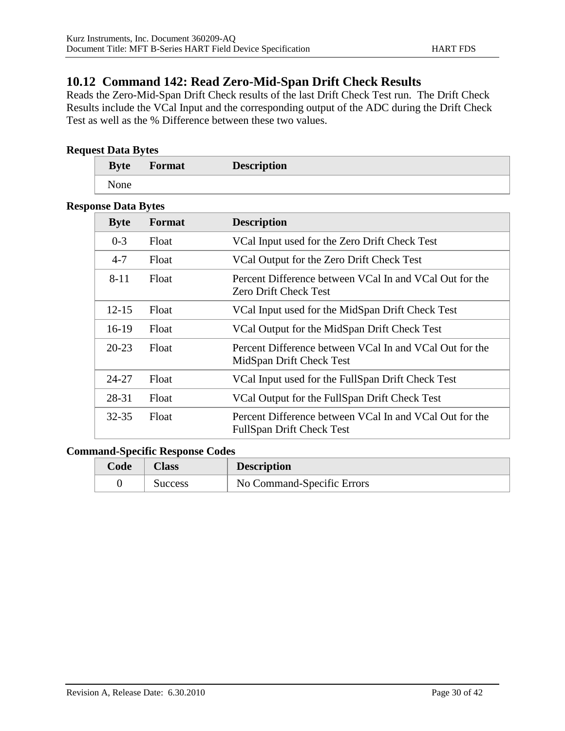## 10.12 Command 142: Read Zero-Mid-Span Drift Check Results

Reads the Zero-Mid-Span Drift Check results of the last Drift Check Test run. The Drift Check Results include the VCal Input and the corresponding output of the ADC during the Drift Check Test as well as the % Difference between these two values.

**Request Data Bytes**

| Byte | Format | Description |
|---|---|---|
| None | | |

**Response Data Bytes**

| Byte | Format | Description |
|---|---|---|
| 0-3 | Float | VCal Input used for the Zero Drift Check Test |
| 4-7 | Float | VCal Output for the Zero Drift Check Test |
| 8-11 | Float | Percent Difference between VCal In and VCal Out for the Zero Drift Check Test |
| 12-15 | Float | VCal Input used for the MidSpan Drift Check Test |
| 16-19 | Float | VCal Output for the MidSpan Drift Check Test |
| 20-23 | Float | Percent Difference between VCal In and VCal Out for the MidSpan Drift Check Test |
| 24-27 | Float | VCal Input used for the FullSpan Drift Check Test |
| 28-31 | Float | VCal Output for the FullSpan Drift Check Test |
| 32-35 | Float | Percent Difference between VCal In and VCal Out for the FullSpan Drift Check Test |

**Command-Specific Response Codes**

| Code | Class | Description |
|---|---|---|
| 0 | Success | No Command-Specific Errors |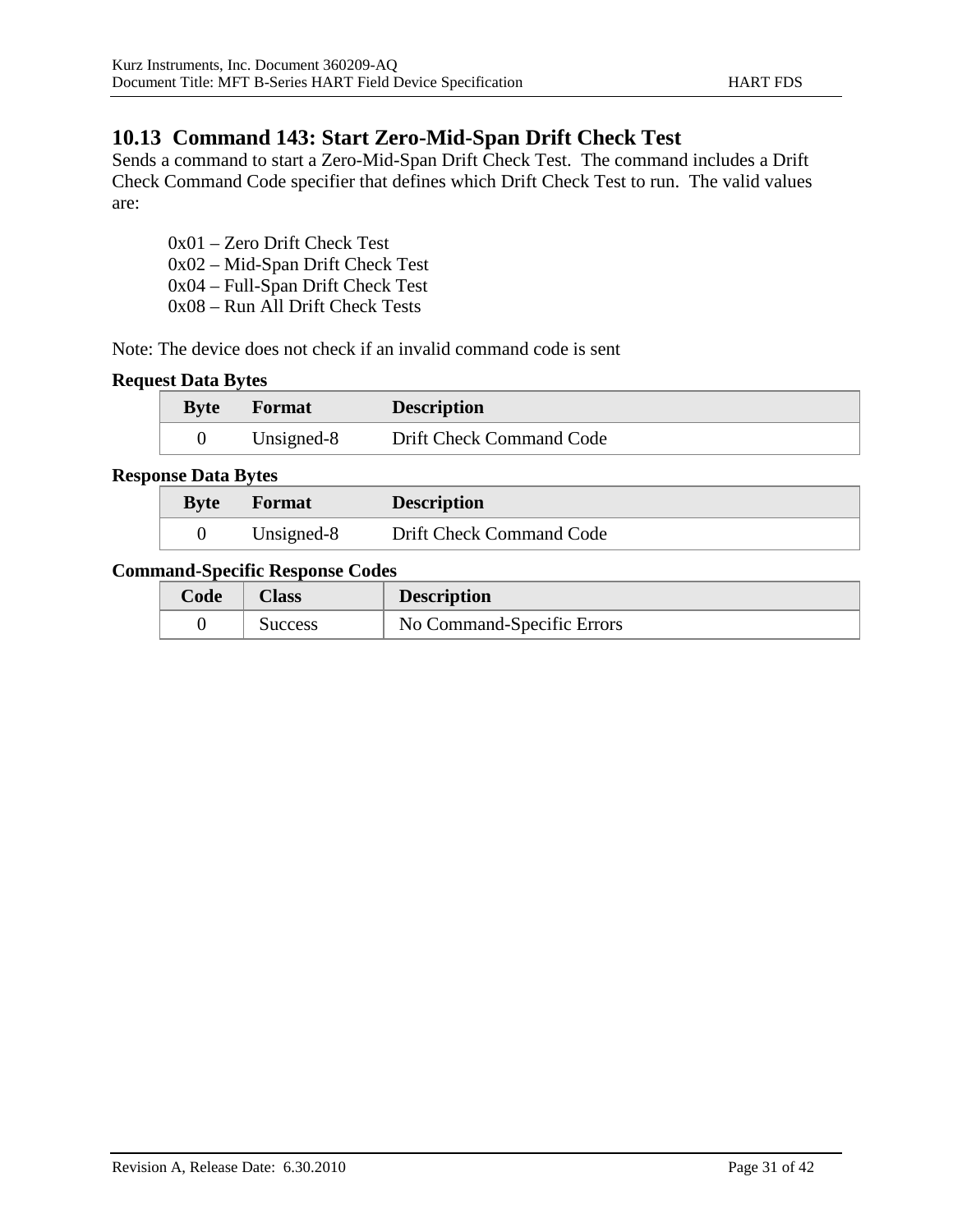## 10.13 Command 143: Start Zero-Mid-Span Drift Check Test

Sends a command to start a Zero-Mid-Span Drift Check Test. The command includes a Drift Check Command Code specifier that defines which Drift Check Test to run. The valid values are:

0x01 – Zero Drift Check Test
0x02 – Mid-Span Drift Check Test
0x04 – Full-Span Drift Check Test
0x08 – Run All Drift Check Tests

Note: The device does not check if an invalid command code is sent

**Request Data Bytes**

| Byte | Format | Description |
|---|---|---|
| 0 | Unsigned-8 | Drift Check Command Code |

**Response Data Bytes**

| Byte | Format | Description |
|---|---|---|
| 0 | Unsigned-8 | Drift Check Command Code |

**Command-Specific Response Codes**

| Code | Class | Description |
|---|---|---|
| 0 | Success | No Command-Specific Errors |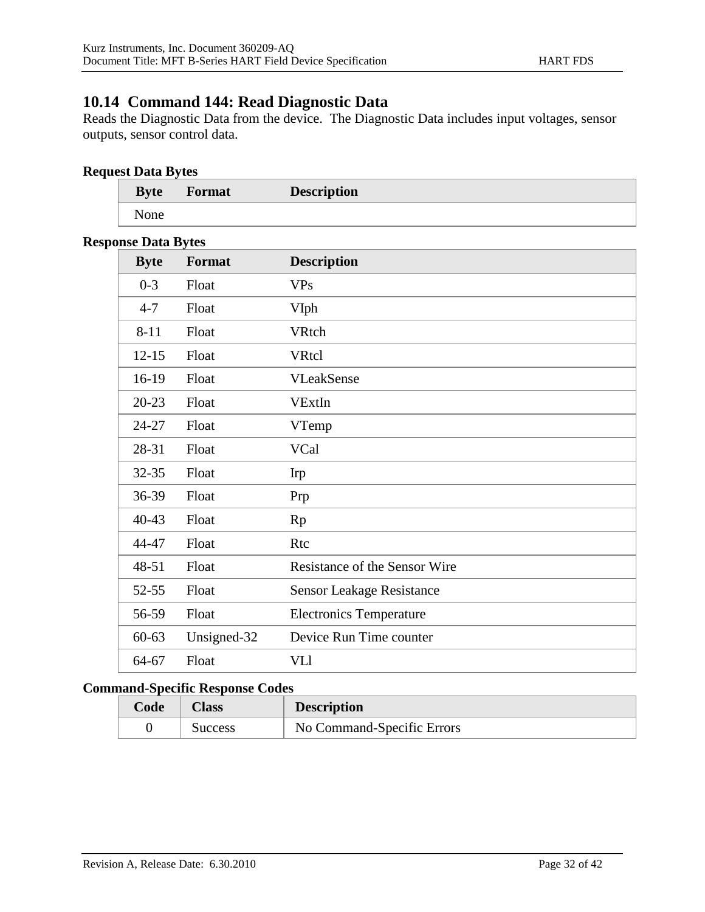## 10.14 Command 144: Read Diagnostic Data

Reads the Diagnostic Data from the device. The Diagnostic Data includes input voltages, sensor outputs, sensor control data.

**Request Data Bytes**

| Byte | Format | Description |
|---|---|---|
| None | | |

**Response Data Bytes**

| Byte | Format | Description |
|---|---|---|
| 0-3 | Float | VPs |
| 4-7 | Float | VIph |
| 8-11 | Float | VRtch |
| 12-15 | Float | VRtcl |
| 16-19 | Float | VLeakSense |
| 20-23 | Float | VExtIn |
| 24-27 | Float | VTemp |
| 28-31 | Float | VCal |
| 32-35 | Float | Irp |
| 36-39 | Float | Prp |
| 40-43 | Float | Rp |
| 44-47 | Float | Rtc |
| 48-51 | Float | Resistance of the Sensor Wire |
| 52-55 | Float | Sensor Leakage Resistance |
| 56-59 | Float | Electronics Temperature |
| 60-63 | Unsigned-32 | Device Run Time counter |
| 64-67 | Float | VLl |

**Command-Specific Response Codes**

| Code | Class | Description |
|---|---|---|
| 0 | Success | No Command-Specific Errors |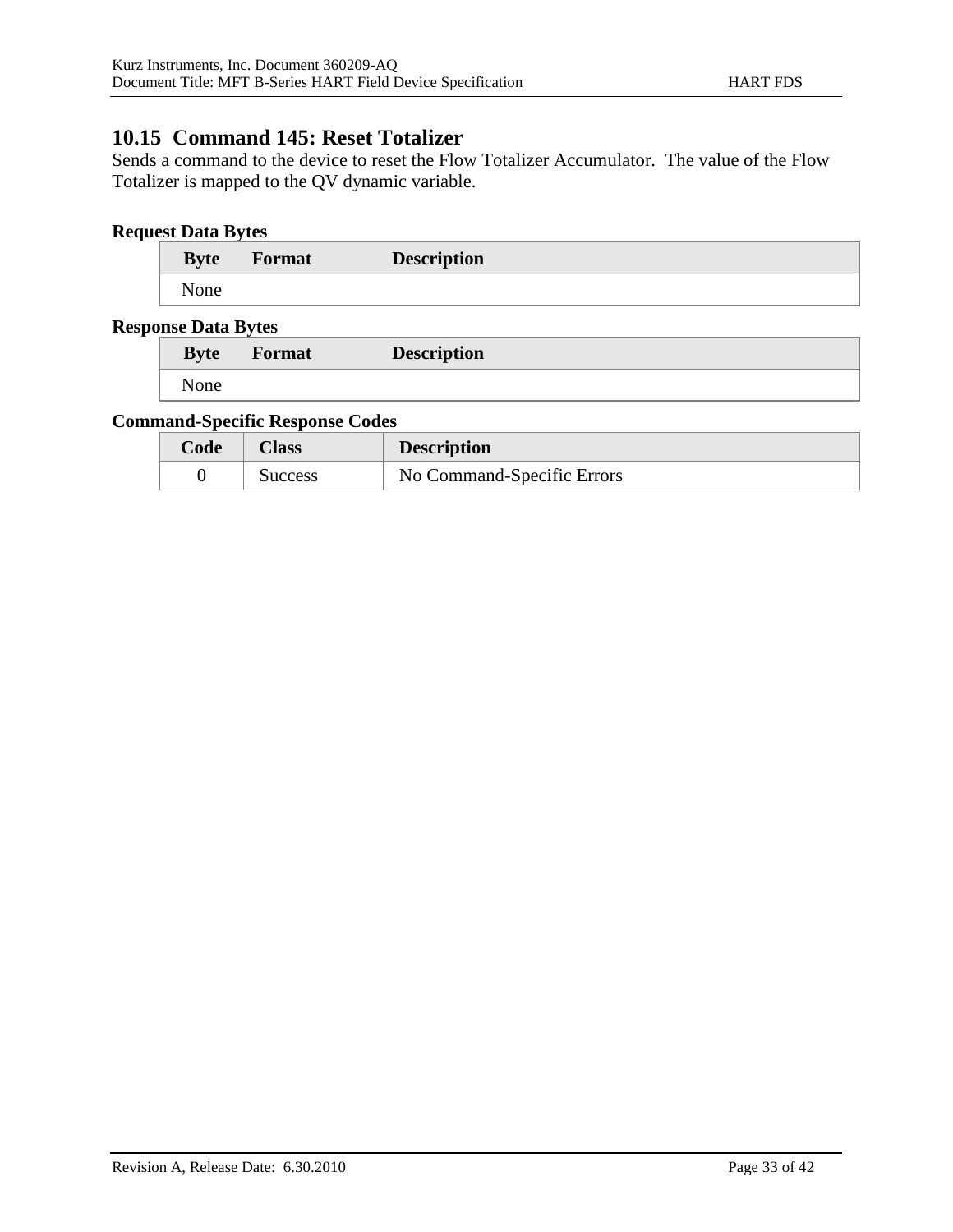## 10.15 Command 145: Reset Totalizer

Sends a command to the device to reset the Flow Totalizer Accumulator. The value of the Flow Totalizer is mapped to the QV dynamic variable.

**Request Data Bytes**

| Byte | Format | Description |
|---|---|---|
| None | | |

**Response Data Bytes**

| Byte | Format | Description |
|---|---|---|
| None | | |

**Command-Specific Response Codes**

| Code | Class | Description |
|---|---|---|
| 0 | Success | No Command-Specific Errors |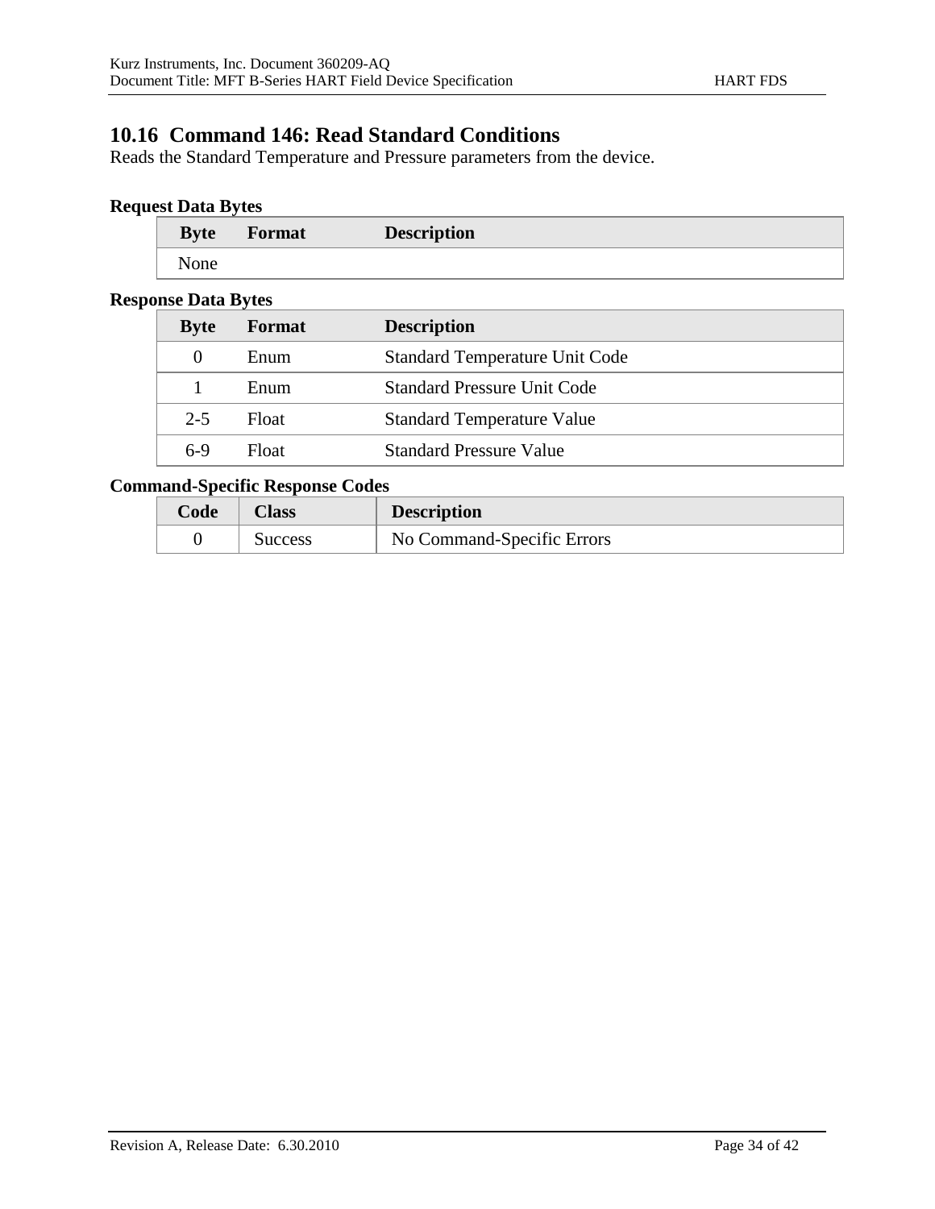## 10.16 Command 146: Read Standard Conditions

Reads the Standard Temperature and Pressure parameters from the device.

**Request Data Bytes**

| Byte | Format | Description |
|---|---|---|
| None | | |

**Response Data Bytes**

| Byte | Format | Description |
|---|---|---|
| 0 | Enum | Standard Temperature Unit Code |
| 1 | Enum | Standard Pressure Unit Code |
| 2-5 | Float | Standard Temperature Value |
| 6-9 | Float | Standard Pressure Value |

**Command-Specific Response Codes**

| Code | Class | Description |
|---|---|---|
| 0 | Success | No Command-Specific Errors |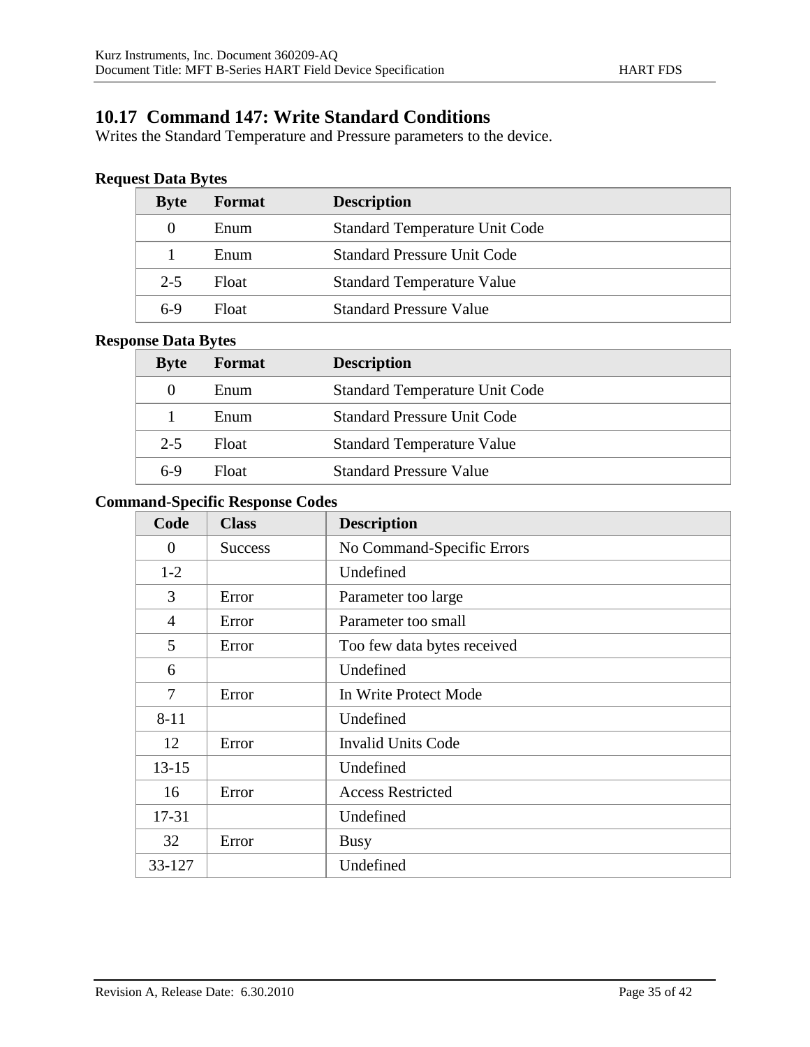## 10.17 Command 147: Write Standard Conditions

Writes the Standard Temperature and Pressure parameters to the device.

**Request Data Bytes**

| Byte | Format | Description |
|---|---|---|
| 0 | Enum | Standard Temperature Unit Code |
| 1 | Enum | Standard Pressure Unit Code |
| 2-5 | Float | Standard Temperature Value |
| 6-9 | Float | Standard Pressure Value |

**Response Data Bytes**

| Byte | Format | Description |
|---|---|---|
| 0 | Enum | Standard Temperature Unit Code |
| 1 | Enum | Standard Pressure Unit Code |
| 2-5 | Float | Standard Temperature Value |
| 6-9 | Float | Standard Pressure Value |

**Command-Specific Response Codes**

| Code | Class | Description |
|---|---|---|
| 0 | Success | No Command-Specific Errors |
| 1-2 | | Undefined |
| 3 | Error | Parameter too large |
| 4 | Error | Parameter too small |
| 5 | Error | Too few data bytes received |
| 6 | | Undefined |
| 7 | Error | In Write Protect Mode |
| 8-11 | | Undefined |
| 12 | Error | Invalid Units Code |
| 13-15 | | Undefined |
| 16 | Error | Access Restricted |
| 17-31 | | Undefined |
| 32 | Error | Busy |
| 33-127 | | Undefined |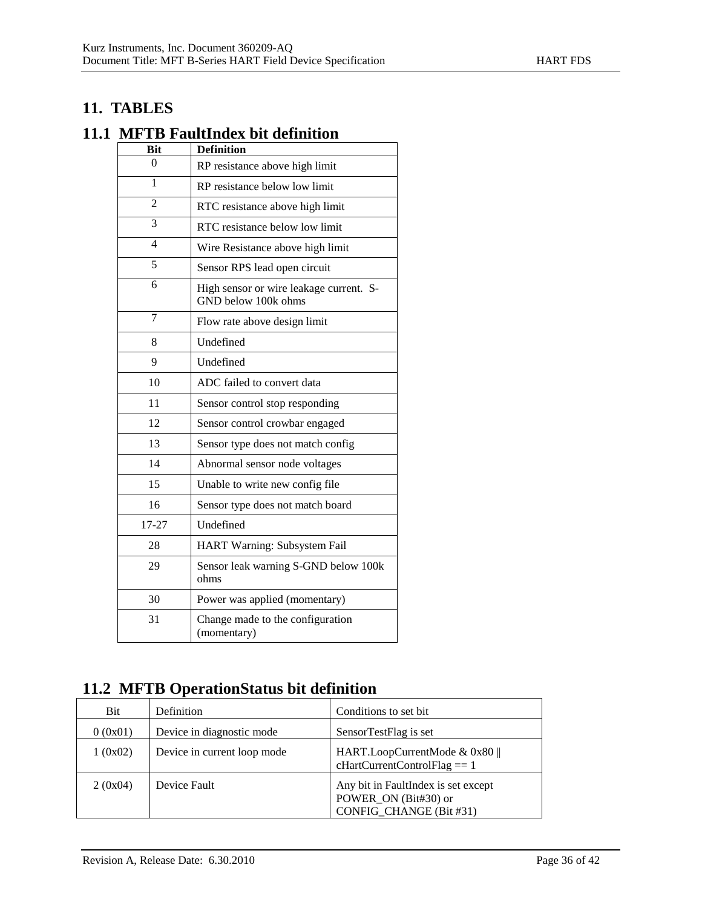# 11. TABLES

## 11.1 MFTB FaultIndex bit definition

| Bit | Definition |
|---|---|
| 0 | RP resistance above high limit |
| 1 | RP resistance below low limit |
| 2 | RTC resistance above high limit |
| 3 | RTC resistance below low limit |
| 4 | Wire Resistance above high limit |
| 5 | Sensor RPS lead open circuit |
| 6 | High sensor or wire leakage current. S-GND below 100k ohms |
| 7 | Flow rate above design limit |
| 8 | Undefined |
| 9 | Undefined |
| 10 | ADC failed to convert data |
| 11 | Sensor control stop responding |
| 12 | Sensor control crowbar engaged |
| 13 | Sensor type does not match config |
| 14 | Abnormal sensor node voltages |
| 15 | Unable to write new config file |
| 16 | Sensor type does not match board |
| 17-27 | Undefined |
| 28 | HART Warning: Subsystem Fail |
| 29 | Sensor leak warning S-GND below 100k ohms |
| 30 | Power was applied (momentary) |
| 31 | Change made to the configuration (momentary) |

## 11.2 MFTB OperationStatus bit definition

| Bit | Definition | Conditions to set bit |
|---|---|---|
| 0 (0x01) | Device in diagnostic mode | SensorTestFlag is set |
| 1 (0x02) | Device in current loop mode | HART.LoopCurrentMode & 0x80 \|\| cHartCurrentControlFlag == 1 |
| 2 (0x04) | Device Fault | Any bit in FaultIndex is set except POWER_ON (Bit#30) or CONFIG_CHANGE (Bit #31) |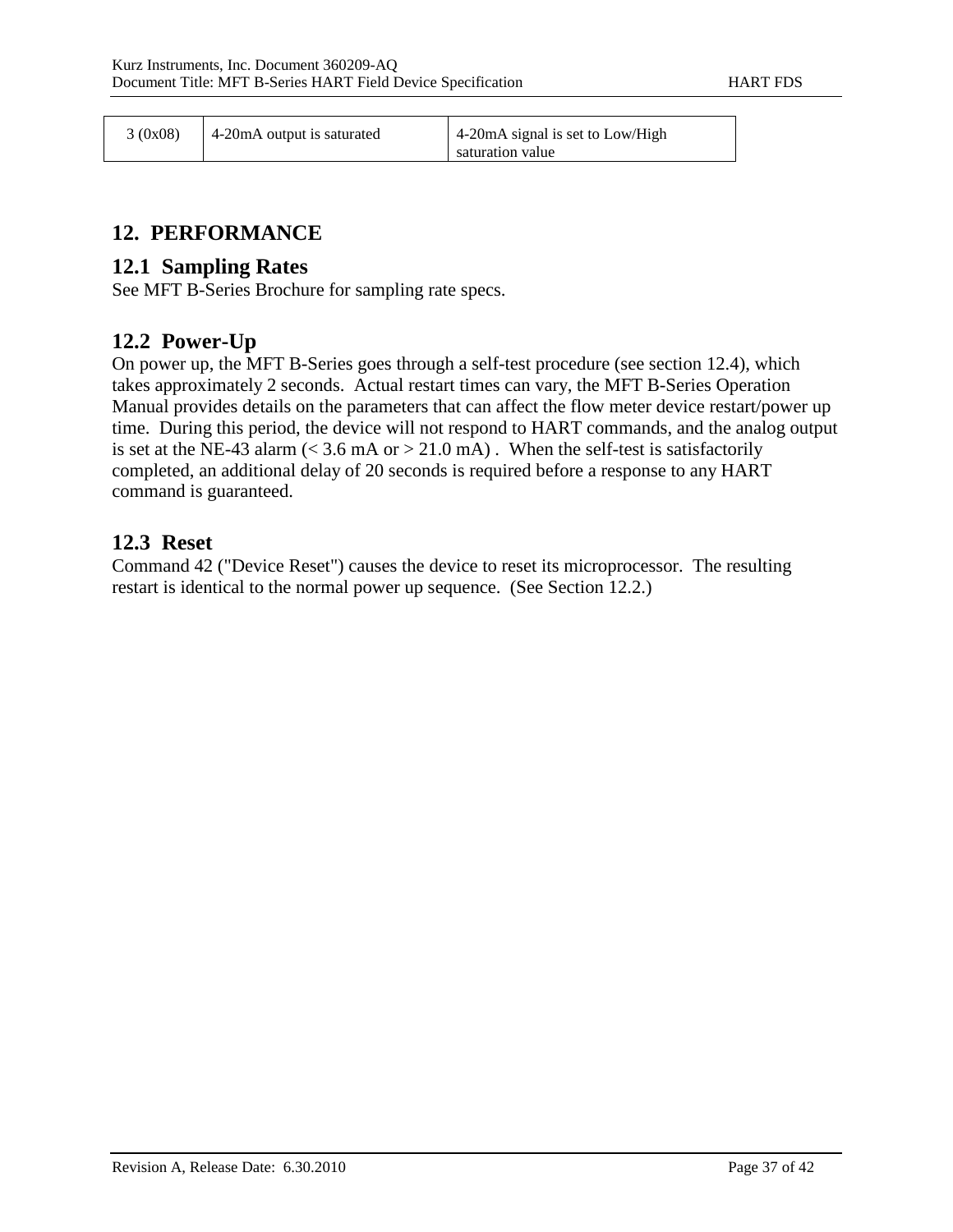| 3 (0x08) | 4-20mA output is saturated | 4-20mA signal is set to Low/High saturation value |
|---|---|---|

# 12. PERFORMANCE

## 12.1 Sampling Rates

See MFT B-Series Brochure for sampling rate specs.

## 12.2 Power-Up

On power up, the MFT B-Series goes through a self-test procedure (see section 12.4), which takes approximately 2 seconds. Actual restart times can vary, the MFT B-Series Operation Manual provides details on the parameters that can affect the flow meter device restart/power up time. During this period, the device will not respond to HART commands, and the analog output is set at the NE-43 alarm (< 3.6 mA or > 21.0 mA) . When the self-test is satisfactorily completed, an additional delay of 20 seconds is required before a response to any HART command is guaranteed.

## 12.3 Reset

Command 42 ("Device Reset") causes the device to reset its microprocessor. The resulting restart is identical to the normal power up sequence. (See Section 12.2.)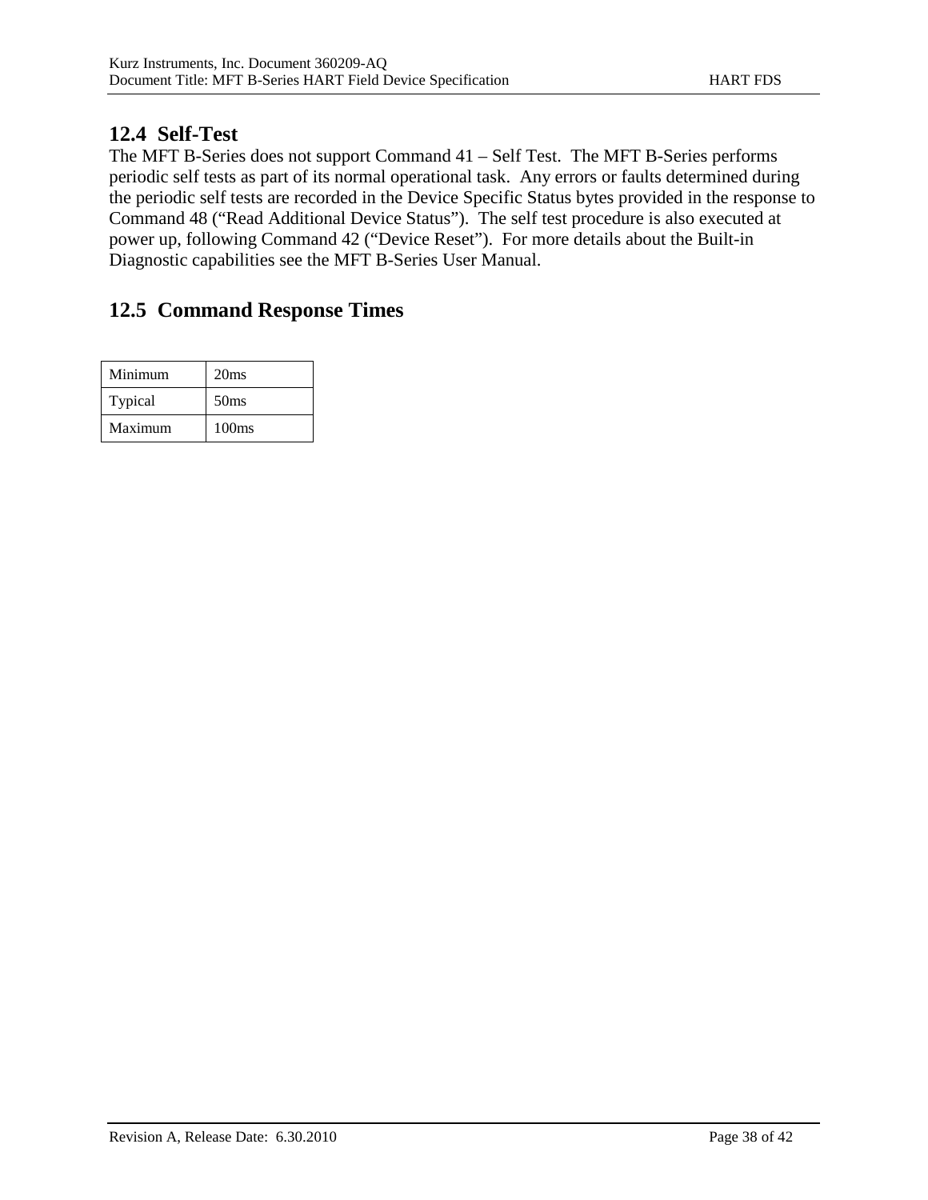## 12.4 Self-Test

The MFT B-Series does not support Command 41 – Self Test. The MFT B-Series performs periodic self tests as part of its normal operational task. Any errors or faults determined during the periodic self tests are recorded in the Device Specific Status bytes provided in the response to Command 48 ("Read Additional Device Status"). The self test procedure is also executed at power up, following Command 42 ("Device Reset"). For more details about the Built-in Diagnostic capabilities see the MFT B-Series User Manual.

## 12.5 Command Response Times

| Minimum | 20ms |
|---|---|
| Typical | 50ms |
| Maximum | 100ms |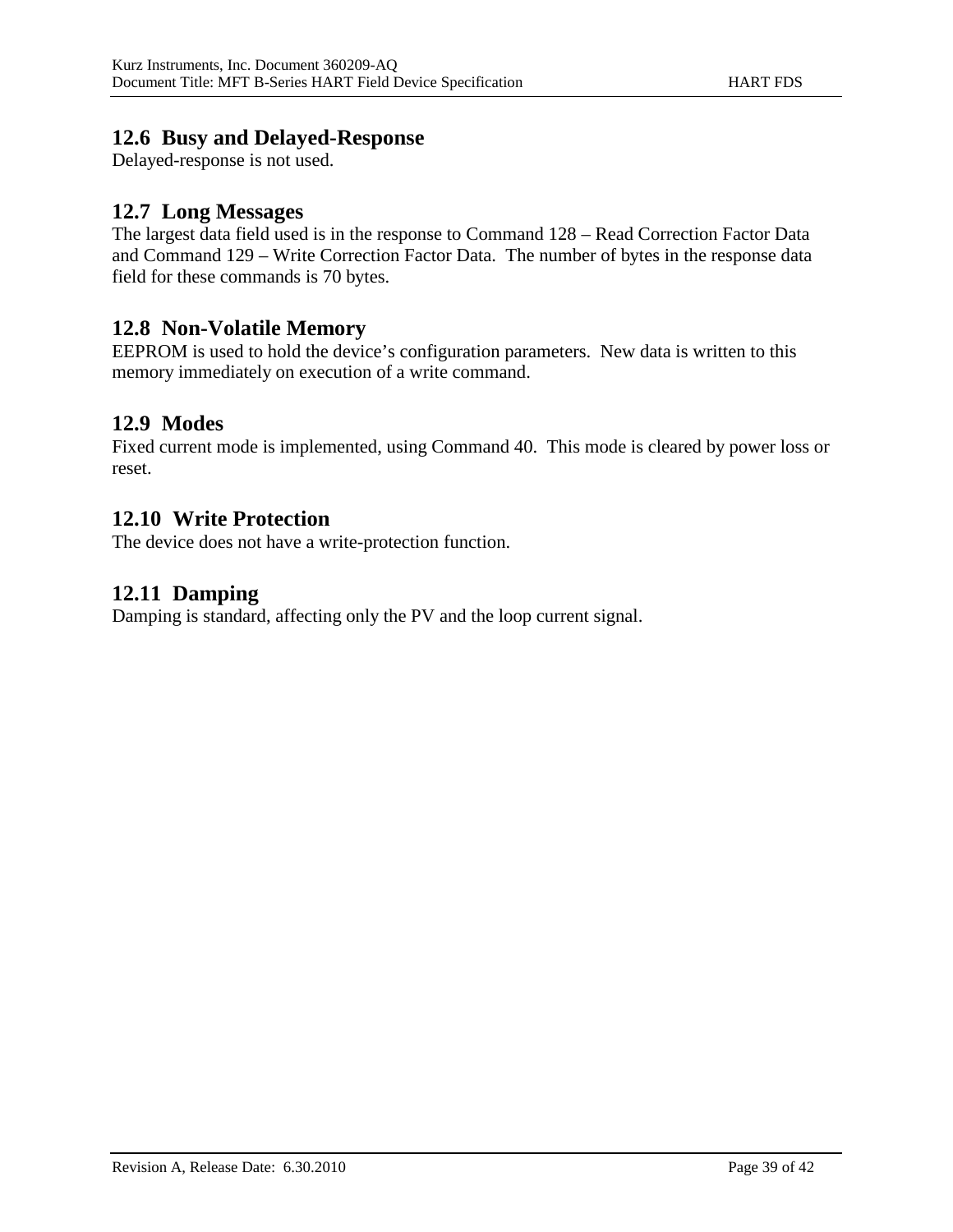## 12.6 Busy and Delayed-Response

Delayed-response is not used.

## 12.7 Long Messages

The largest data field used is in the response to Command 128 – Read Correction Factor Data and Command 129 – Write Correction Factor Data. The number of bytes in the response data field for these commands is 70 bytes.

## 12.8 Non-Volatile Memory

EEPROM is used to hold the device's configuration parameters. New data is written to this memory immediately on execution of a write command.

## 12.9 Modes

Fixed current mode is implemented, using Command 40. This mode is cleared by power loss or reset.

## 12.10 Write Protection

The device does not have a write-protection function.

## 12.11 Damping

Damping is standard, affecting only the PV and the loop current signal.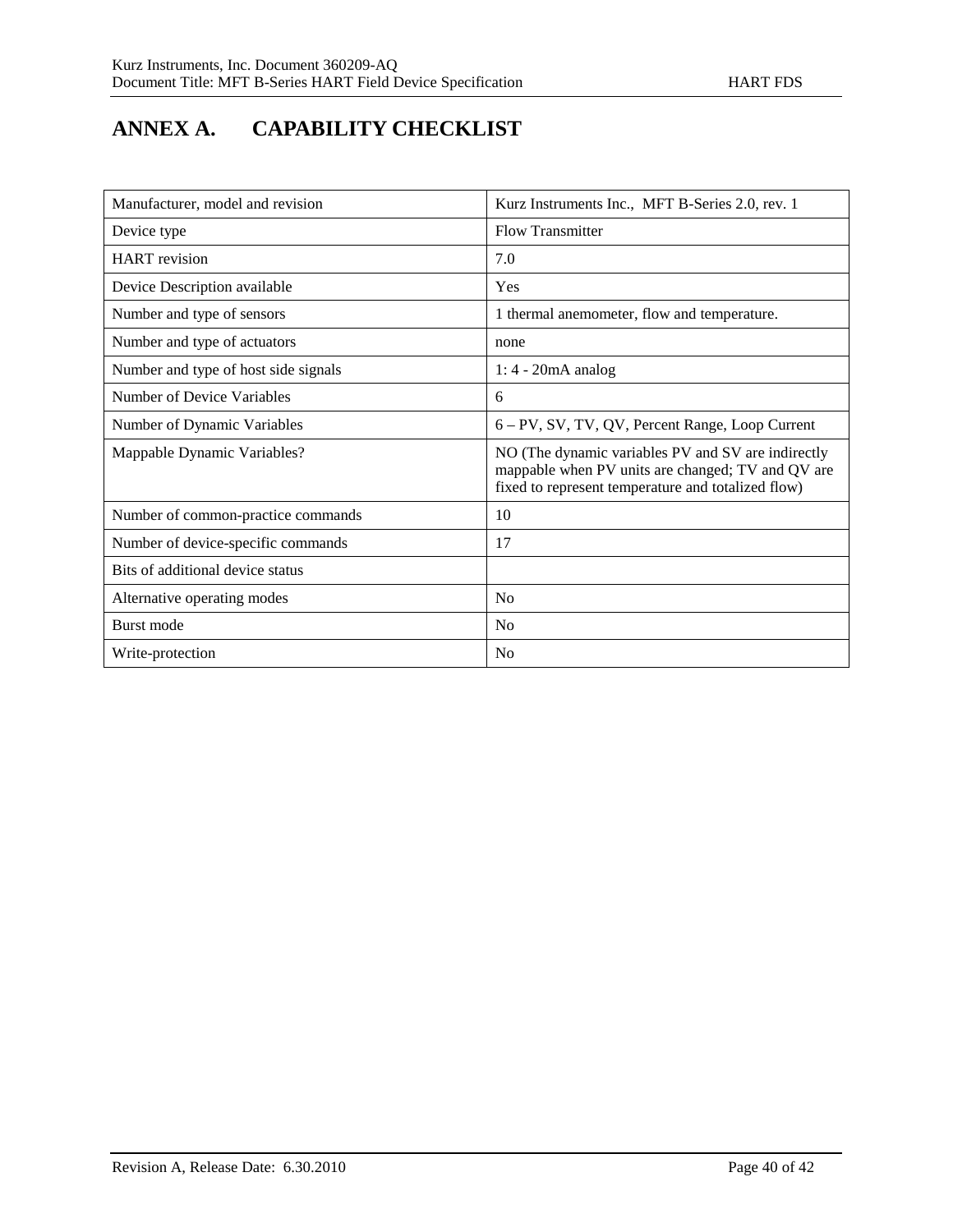# ANNEX A. CAPABILITY CHECKLIST

| | |
|---|---|
| Manufacturer, model and revision | Kurz Instruments Inc., MFT B-Series 2.0, rev. 1 |
| Device type | Flow Transmitter |
| HART revision | 7.0 |
| Device Description available | Yes |
| Number and type of sensors | 1 thermal anemometer, flow and temperature. |
| Number and type of actuators | none |
| Number and type of host side signals | 1: 4 - 20mA analog |
| Number of Device Variables | 6 |
| Number of Dynamic Variables | 6 – PV, SV, TV, QV, Percent Range, Loop Current |
| Mappable Dynamic Variables? | NO (The dynamic variables PV and SV are indirectly mappable when PV units are changed; TV and QV are fixed to represent temperature and totalized flow) |
| Number of common-practice commands | 10 |
| Number of device-specific commands | 17 |
| Bits of additional device status | |
| Alternative operating modes | No |
| Burst mode | No |
| Write-protection | No |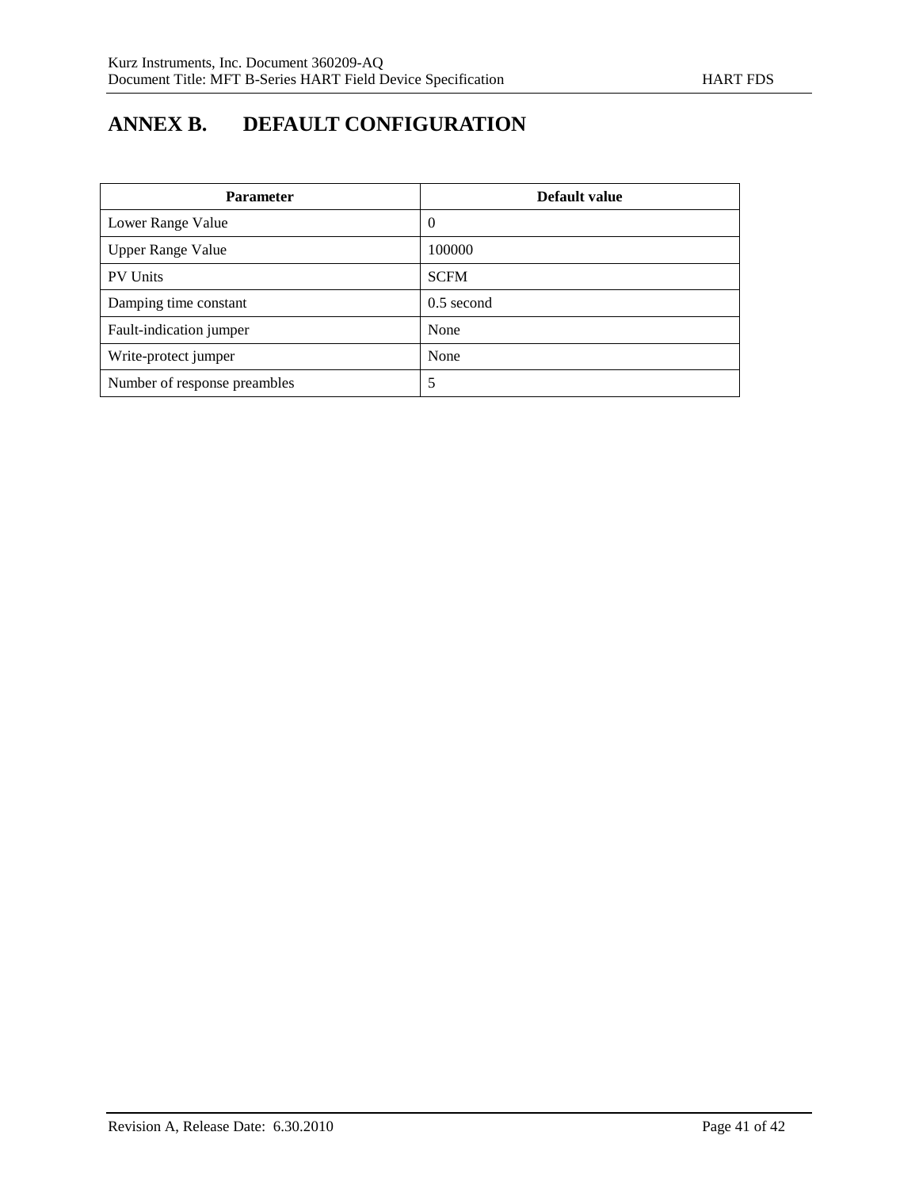# ANNEX B. DEFAULT CONFIGURATION

| Parameter | Default value |
|---|---|
| Lower Range Value | 0 |
| Upper Range Value | 100000 |
| PV Units | SCFM |
| Damping time constant | 0.5 second |
| Fault-indication jumper | None |
| Write-protect jumper | None |
| Number of response preambles | 5 |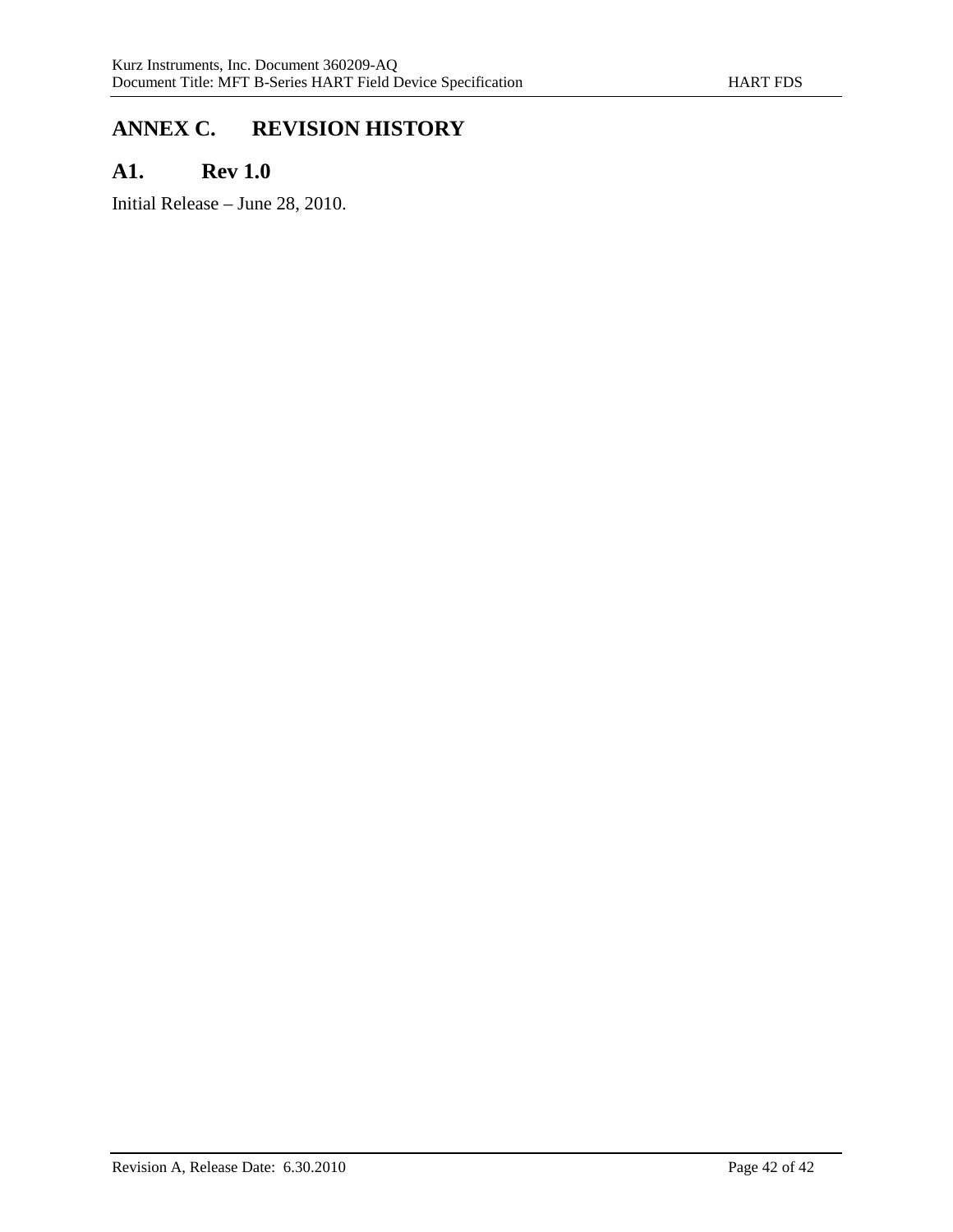# ANNEX C. REVISION HISTORY

## A1. Rev 1.0

Initial Release – June 28, 2010.